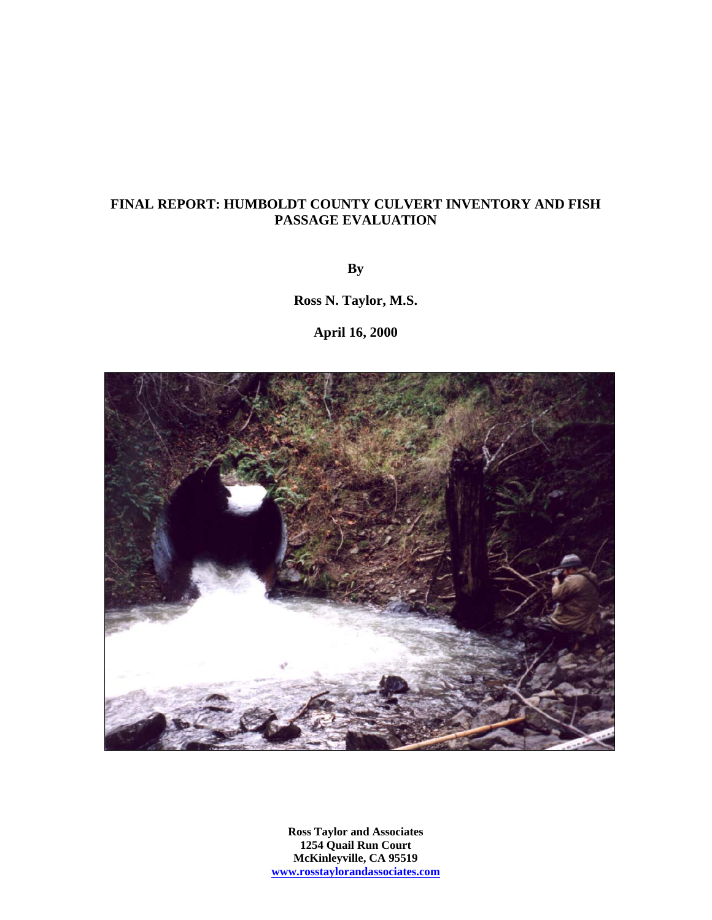# FINAL REPORT: HUMBOLDT COUNTY CULVERT INVENTORY AND FISH PASSAGE EVALUATION

**By**

**Ross N. Taylor, M.S.**

**April 16, 2000**

**Ross Taylor and Associates**
**1254 Quail Run Court**
**McKinleyville, CA 95519**
**www.rosstaylorandassociates.com**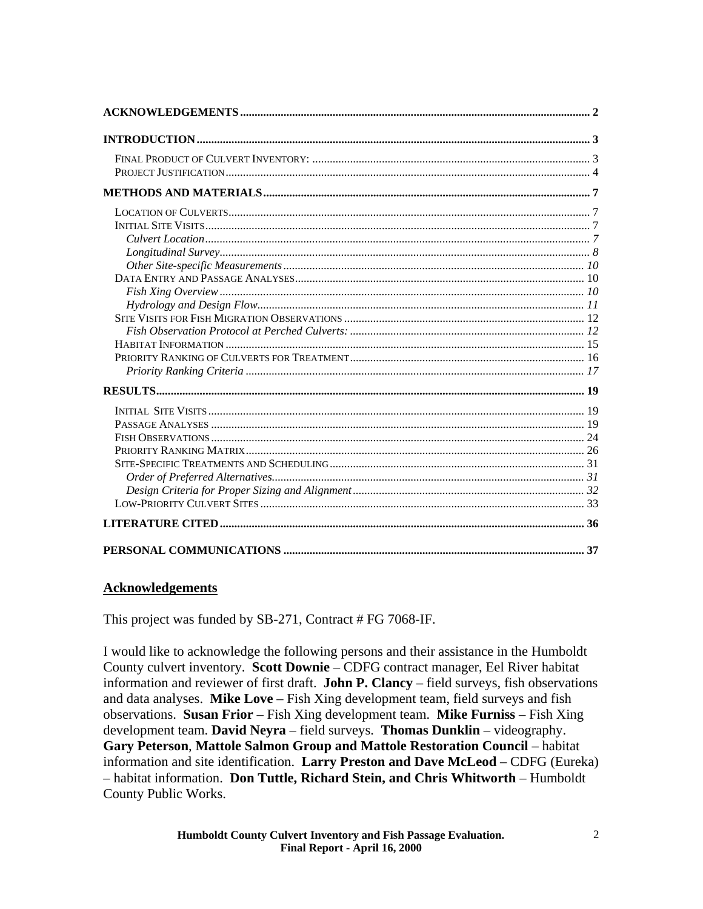| | |
|---|---|
| **ACKNOWLEDGEMENTS** | **2** |
| **INTRODUCTION** | **3** |
| FINAL PRODUCT OF CULVERT INVENTORY: | 3 |
| PROJECT JUSTIFICATION | 4 |
| **METHODS AND MATERIALS** | **7** |
| LOCATION OF CULVERTS | 7 |
| INITIAL SITE VISITS | 7 |
| *Culvert Location* | *7* |
| *Longitudinal Survey* | *8* |
| *Other Site-specific Measurements* | *10* |
| DATA ENTRY AND PASSAGE ANALYSES | 10 |
| *Fish Xing Overview* | *10* |
| *Hydrology and Design Flow* | *11* |
| SITE VISITS FOR FISH MIGRATION OBSERVATIONS | 12 |
| *Fish Observation Protocol at Perched Culverts:* | *12* |
| HABITAT INFORMATION | 15 |
| PRIORITY RANKING OF CULVERTS FOR TREATMENT | 16 |
| *Priority Ranking Criteria* | *17* |
| **RESULTS** | **19** |
| INITIAL SITE VISITS | 19 |
| PASSAGE ANALYSES | 19 |
| FISH OBSERVATIONS | 24 |
| PRIORITY RANKING MATRIX | 26 |
| SITE-SPECIFIC TREATMENTS AND SCHEDULING | 31 |
| *Order of Preferred Alternatives* | *31* |
| *Design Criteria for Proper Sizing and Alignment* | *32* |
| LOW-PRIORITY CULVERT SITES | 33 |
| **LITERATURE CITED** | **36** |
| **PERSONAL COMMUNICATIONS** | **37** |

## Acknowledgements

This project was funded by SB-271, Contract # FG 7068-IF.

I would like to acknowledge the following persons and their assistance in the Humboldt County culvert inventory. **Scott Downie** – CDFG contract manager, Eel River habitat information and reviewer of first draft. **John P. Clancy** – field surveys, fish observations and data analyses. **Mike Love** – Fish Xing development team, field surveys and fish observations. **Susan Frior** – Fish Xing development team. **Mike Furniss** – Fish Xing development team. **David Neyra** – field surveys. **Thomas Dunklin** – videography. **Gary Peterson**, **Mattole Salmon Group and Mattole Restoration Council** – habitat information and site identification. **Larry Preston and Dave McLeod** – CDFG (Eureka) – habitat information. **Don Tuttle, Richard Stein, and Chris Whitworth** – Humboldt County Public Works.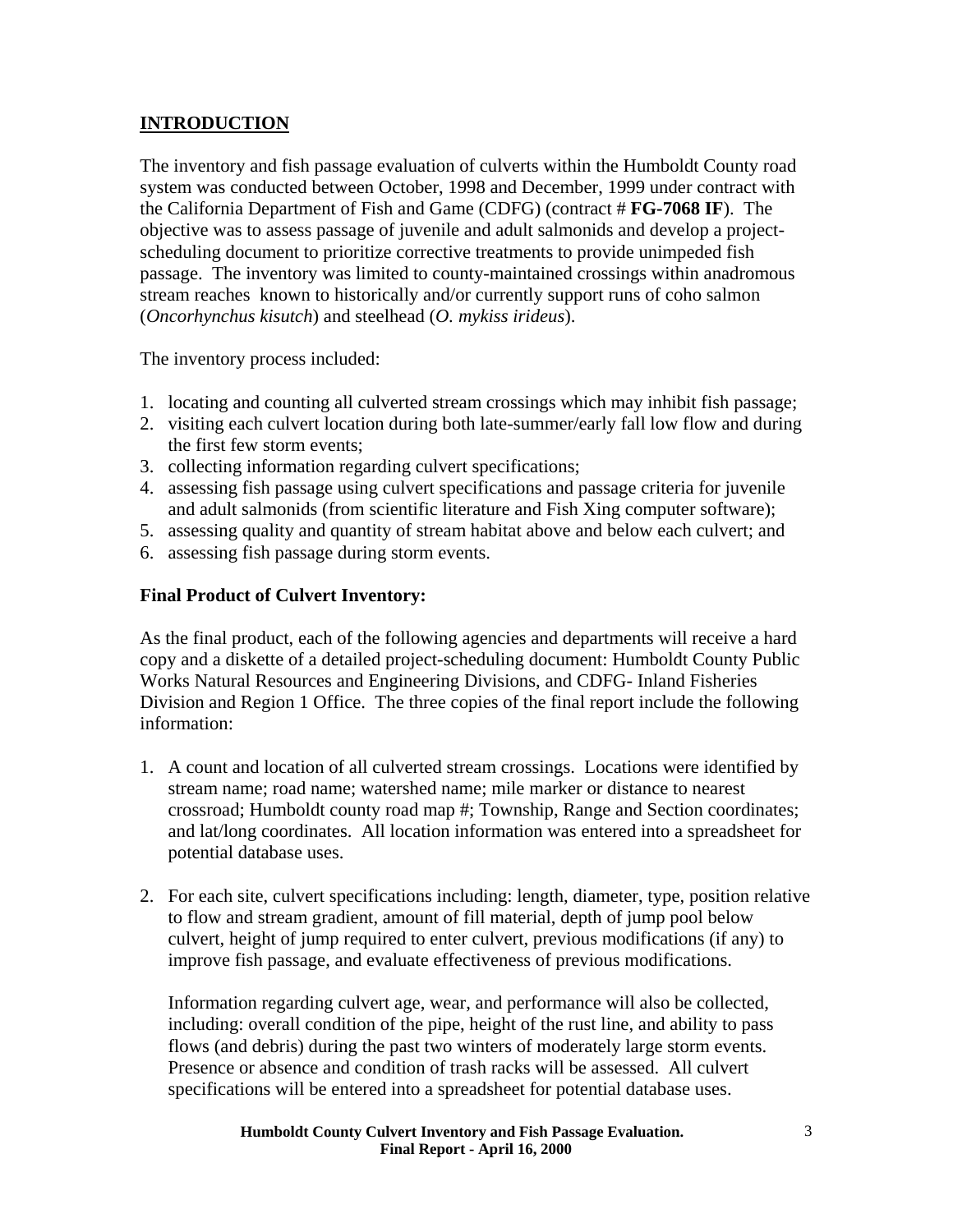## **INTRODUCTION**

The inventory and fish passage evaluation of culverts within the Humboldt County road system was conducted between October, 1998 and December, 1999 under contract with the California Department of Fish and Game (CDFG) (contract # **FG-7068 IF**). The objective was to assess passage of juvenile and adult salmonids and develop a project-scheduling document to prioritize corrective treatments to provide unimpeded fish passage. The inventory was limited to county-maintained crossings within anadromous stream reaches known to historically and/or currently support runs of coho salmon (*Oncorhynchus kisutch*) and steelhead (*O. mykiss irideus*).

The inventory process included:

1. locating and counting all culverted stream crossings which may inhibit fish passage;
2. visiting each culvert location during both late-summer/early fall low flow and during the first few storm events;
3. collecting information regarding culvert specifications;
4. assessing fish passage using culvert specifications and passage criteria for juvenile and adult salmonids (from scientific literature and Fish Xing computer software);
5. assessing quality and quantity of stream habitat above and below each culvert; and
6. assessing fish passage during storm events.

### **Final Product of Culvert Inventory:**

As the final product, each of the following agencies and departments will receive a hard copy and a diskette of a detailed project-scheduling document: Humboldt County Public Works Natural Resources and Engineering Divisions, and CDFG- Inland Fisheries Division and Region 1 Office. The three copies of the final report include the following information:

1. A count and location of all culverted stream crossings. Locations were identified by stream name; road name; watershed name; mile marker or distance to nearest crossroad; Humboldt county road map #; Township, Range and Section coordinates; and lat/long coordinates. All location information was entered into a spreadsheet for potential database uses.

2. For each site, culvert specifications including: length, diameter, type, position relative to flow and stream gradient, amount of fill material, depth of jump pool below culvert, height of jump required to enter culvert, previous modifications (if any) to improve fish passage, and evaluate effectiveness of previous modifications.

   Information regarding culvert age, wear, and performance will also be collected, including: overall condition of the pipe, height of the rust line, and ability to pass flows (and debris) during the past two winters of moderately large storm events. Presence or absence and condition of trash racks will be assessed. All culvert specifications will be entered into a spreadsheet for potential database uses.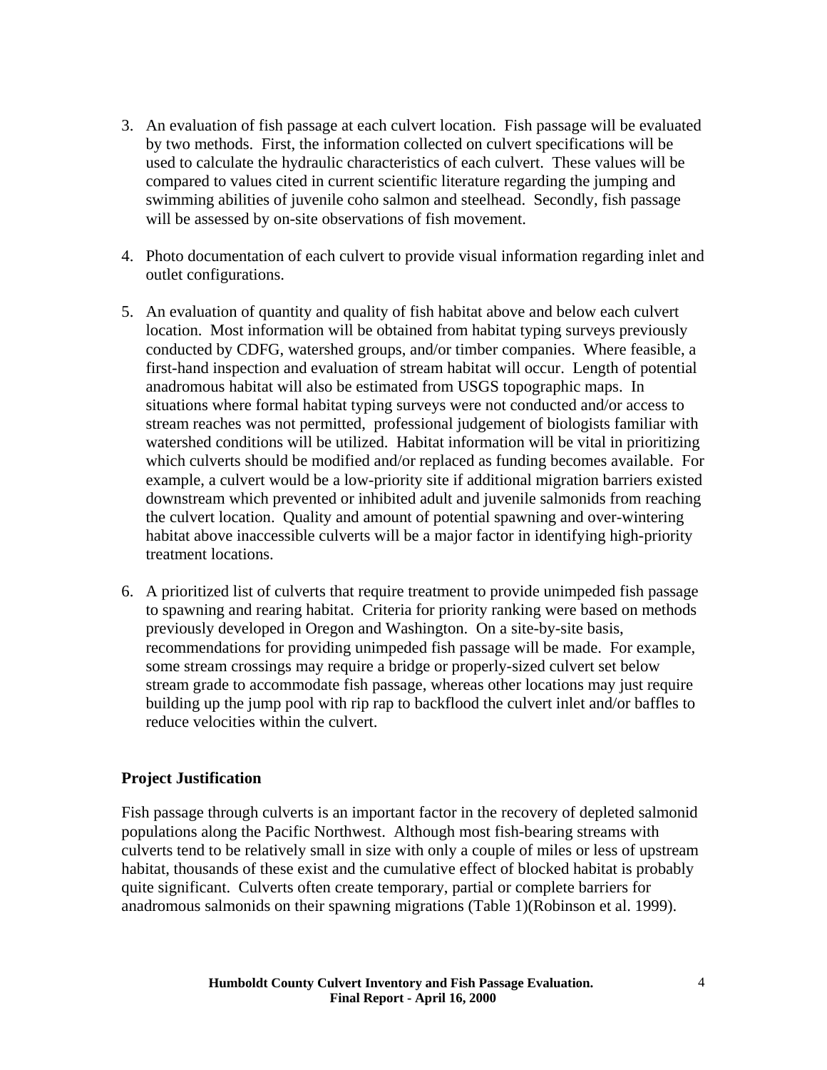3. An evaluation of fish passage at each culvert location. Fish passage will be evaluated by two methods. First, the information collected on culvert specifications will be used to calculate the hydraulic characteristics of each culvert. These values will be compared to values cited in current scientific literature regarding the jumping and swimming abilities of juvenile coho salmon and steelhead. Secondly, fish passage will be assessed by on-site observations of fish movement.

4. Photo documentation of each culvert to provide visual information regarding inlet and outlet configurations.

5. An evaluation of quantity and quality of fish habitat above and below each culvert location. Most information will be obtained from habitat typing surveys previously conducted by CDFG, watershed groups, and/or timber companies. Where feasible, a first-hand inspection and evaluation of stream habitat will occur. Length of potential anadromous habitat will also be estimated from USGS topographic maps. In situations where formal habitat typing surveys were not conducted and/or access to stream reaches was not permitted, professional judgement of biologists familiar with watershed conditions will be utilized. Habitat information will be vital in prioritizing which culverts should be modified and/or replaced as funding becomes available. For example, a culvert would be a low-priority site if additional migration barriers existed downstream which prevented or inhibited adult and juvenile salmonids from reaching the culvert location. Quality and amount of potential spawning and over-wintering habitat above inaccessible culverts will be a major factor in identifying high-priority treatment locations.

6. A prioritized list of culverts that require treatment to provide unimpeded fish passage to spawning and rearing habitat. Criteria for priority ranking were based on methods previously developed in Oregon and Washington. On a site-by-site basis, recommendations for providing unimpeded fish passage will be made. For example, some stream crossings may require a bridge or properly-sized culvert set below stream grade to accommodate fish passage, whereas other locations may just require building up the jump pool with rip rap to backflood the culvert inlet and/or baffles to reduce velocities within the culvert.

## Project Justification

Fish passage through culverts is an important factor in the recovery of depleted salmonid populations along the Pacific Northwest. Although most fish-bearing streams with culverts tend to be relatively small in size with only a couple of miles or less of upstream habitat, thousands of these exist and the cumulative effect of blocked habitat is probably quite significant. Culverts often create temporary, partial or complete barriers for anadromous salmonids on their spawning migrations (Table 1)(Robinson et al. 1999).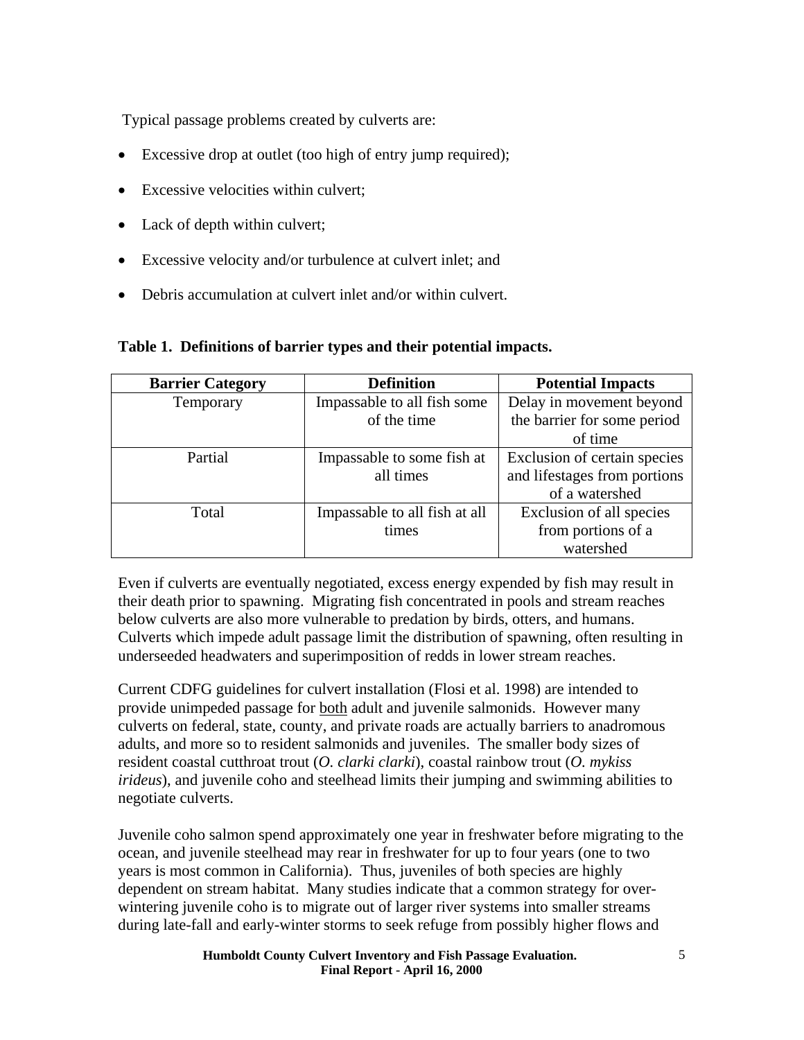Typical passage problems created by culverts are:

- Excessive drop at outlet (too high of entry jump required);
- Excessive velocities within culvert;
- Lack of depth within culvert;
- Excessive velocity and/or turbulence at culvert inlet; and
- Debris accumulation at culvert inlet and/or within culvert.

**Table 1. Definitions of barrier types and their potential impacts.**

| Barrier Category | Definition | Potential Impacts |
| --- | --- | --- |
| Temporary | Impassable to all fish some of the time | Delay in movement beyond the barrier for some period of time |
| Partial | Impassable to some fish at all times | Exclusion of certain species and lifestages from portions of a watershed |
| Total | Impassable to all fish at all times | Exclusion of all species from portions of a watershed |

Even if culverts are eventually negotiated, excess energy expended by fish may result in their death prior to spawning. Migrating fish concentrated in pools and stream reaches below culverts are also more vulnerable to predation by birds, otters, and humans. Culverts which impede adult passage limit the distribution of spawning, often resulting in underseeded headwaters and superimposition of redds in lower stream reaches.

Current CDFG guidelines for culvert installation (Flosi et al. 1998) are intended to provide unimpeded passage for <u>both</u> adult and juvenile salmonids. However many culverts on federal, state, county, and private roads are actually barriers to anadromous adults, and more so to resident salmonids and juveniles. The smaller body sizes of resident coastal cutthroat trout (*O. clarki clarki*), coastal rainbow trout (*O. mykiss irideus*), and juvenile coho and steelhead limits their jumping and swimming abilities to negotiate culverts.

Juvenile coho salmon spend approximately one year in freshwater before migrating to the ocean, and juvenile steelhead may rear in freshwater for up to four years (one to two years is most common in California). Thus, juveniles of both species are highly dependent on stream habitat. Many studies indicate that a common strategy for over-wintering juvenile coho is to migrate out of larger river systems into smaller streams during late-fall and early-winter storms to seek refuge from possibly higher flows and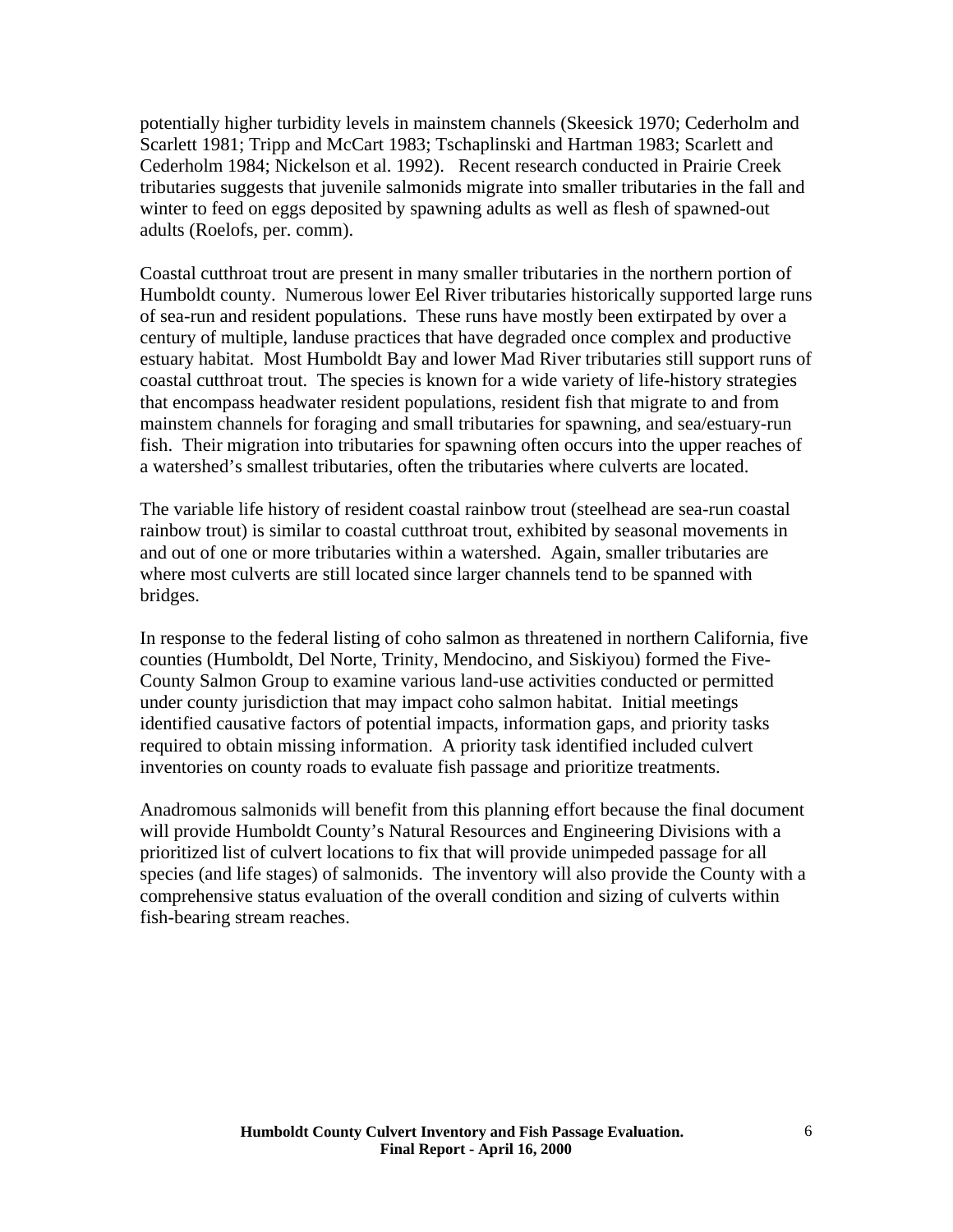potentially higher turbidity levels in mainstem channels (Skeesick 1970; Cederholm and Scarlett 1981; Tripp and McCart 1983; Tschaplinski and Hartman 1983; Scarlett and Cederholm 1984; Nickelson et al. 1992). Recent research conducted in Prairie Creek tributaries suggests that juvenile salmonids migrate into smaller tributaries in the fall and winter to feed on eggs deposited by spawning adults as well as flesh of spawned-out adults (Roelofs, per. comm).

Coastal cutthroat trout are present in many smaller tributaries in the northern portion of Humboldt county. Numerous lower Eel River tributaries historically supported large runs of sea-run and resident populations. These runs have mostly been extirpated by over a century of multiple, landuse practices that have degraded once complex and productive estuary habitat. Most Humboldt Bay and lower Mad River tributaries still support runs of coastal cutthroat trout. The species is known for a wide variety of life-history strategies that encompass headwater resident populations, resident fish that migrate to and from mainstem channels for foraging and small tributaries for spawning, and sea/estuary-run fish. Their migration into tributaries for spawning often occurs into the upper reaches of a watershed's smallest tributaries, often the tributaries where culverts are located.

The variable life history of resident coastal rainbow trout (steelhead are sea-run coastal rainbow trout) is similar to coastal cutthroat trout, exhibited by seasonal movements in and out of one or more tributaries within a watershed. Again, smaller tributaries are where most culverts are still located since larger channels tend to be spanned with bridges.

In response to the federal listing of coho salmon as threatened in northern California, five counties (Humboldt, Del Norte, Trinity, Mendocino, and Siskiyou) formed the Five-County Salmon Group to examine various land-use activities conducted or permitted under county jurisdiction that may impact coho salmon habitat. Initial meetings identified causative factors of potential impacts, information gaps, and priority tasks required to obtain missing information. A priority task identified included culvert inventories on county roads to evaluate fish passage and prioritize treatments.

Anadromous salmonids will benefit from this planning effort because the final document will provide Humboldt County's Natural Resources and Engineering Divisions with a prioritized list of culvert locations to fix that will provide unimpeded passage for all species (and life stages) of salmonids. The inventory will also provide the County with a comprehensive status evaluation of the overall condition and sizing of culverts within fish-bearing stream reaches.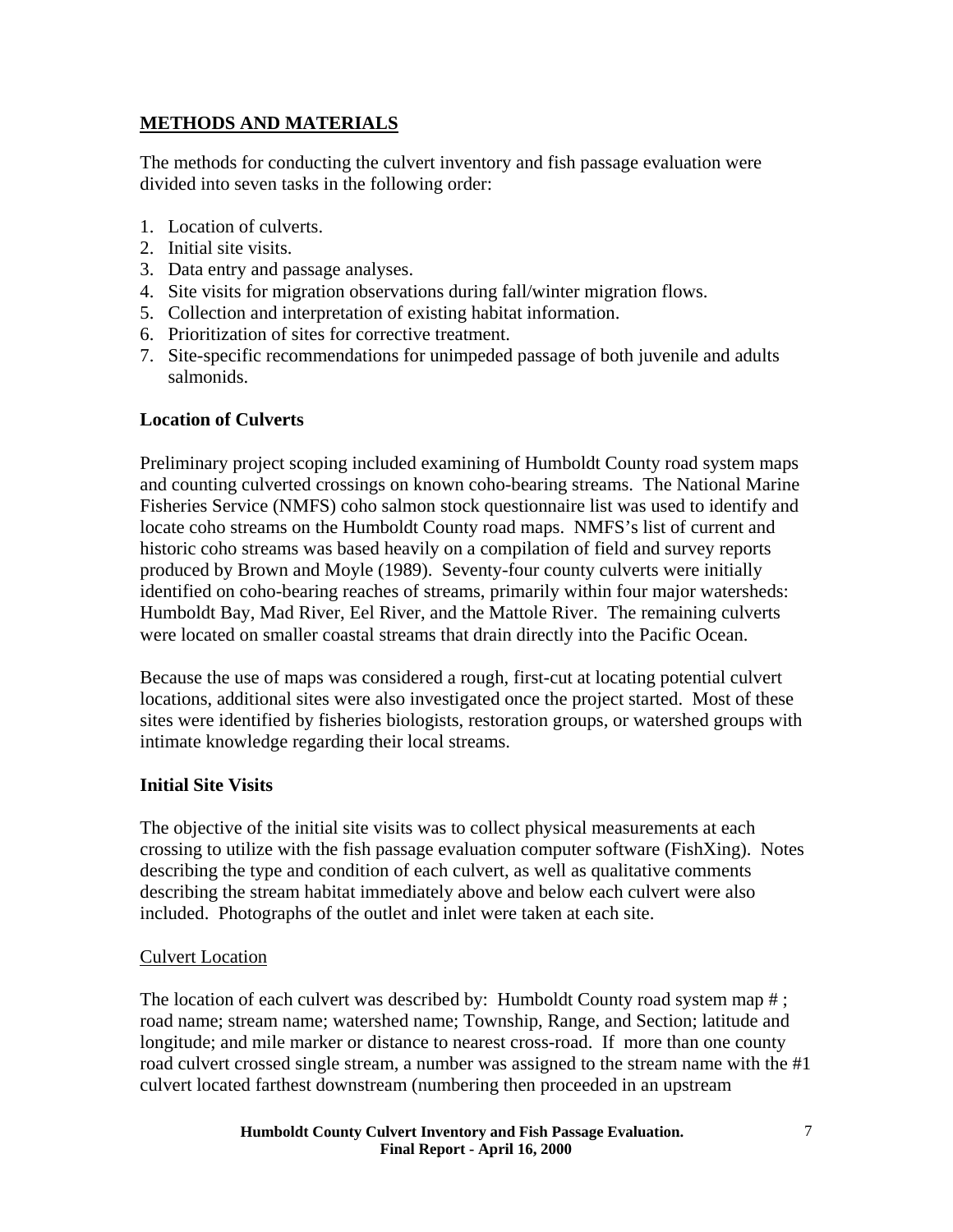## METHODS AND MATERIALS

The methods for conducting the culvert inventory and fish passage evaluation were divided into seven tasks in the following order:

1. Location of culverts.
2. Initial site visits.
3. Data entry and passage analyses.
4. Site visits for migration observations during fall/winter migration flows.
5. Collection and interpretation of existing habitat information.
6. Prioritization of sites for corrective treatment.
7. Site-specific recommendations for unimpeded passage of both juvenile and adults salmonids.

### Location of Culverts

Preliminary project scoping included examining of Humboldt County road system maps and counting culverted crossings on known coho-bearing streams. The National Marine Fisheries Service (NMFS) coho salmon stock questionnaire list was used to identify and locate coho streams on the Humboldt County road maps. NMFS's list of current and historic coho streams was based heavily on a compilation of field and survey reports produced by Brown and Moyle (1989). Seventy-four county culverts were initially identified on coho-bearing reaches of streams, primarily within four major watersheds: Humboldt Bay, Mad River, Eel River, and the Mattole River. The remaining culverts were located on smaller coastal streams that drain directly into the Pacific Ocean.

Because the use of maps was considered a rough, first-cut at locating potential culvert locations, additional sites were also investigated once the project started. Most of these sites were identified by fisheries biologists, restoration groups, or watershed groups with intimate knowledge regarding their local streams.

### Initial Site Visits

The objective of the initial site visits was to collect physical measurements at each crossing to utilize with the fish passage evaluation computer software (FishXing). Notes describing the type and condition of each culvert, as well as qualitative comments describing the stream habitat immediately above and below each culvert were also included. Photographs of the outlet and inlet were taken at each site.

#### Culvert Location

The location of each culvert was described by: Humboldt County road system map # ; road name; stream name; watershed name; Township, Range, and Section; latitude and longitude; and mile marker or distance to nearest cross-road. If more than one county road culvert crossed single stream, a number was assigned to the stream name with the #1 culvert located farthest downstream (numbering then proceeded in an upstream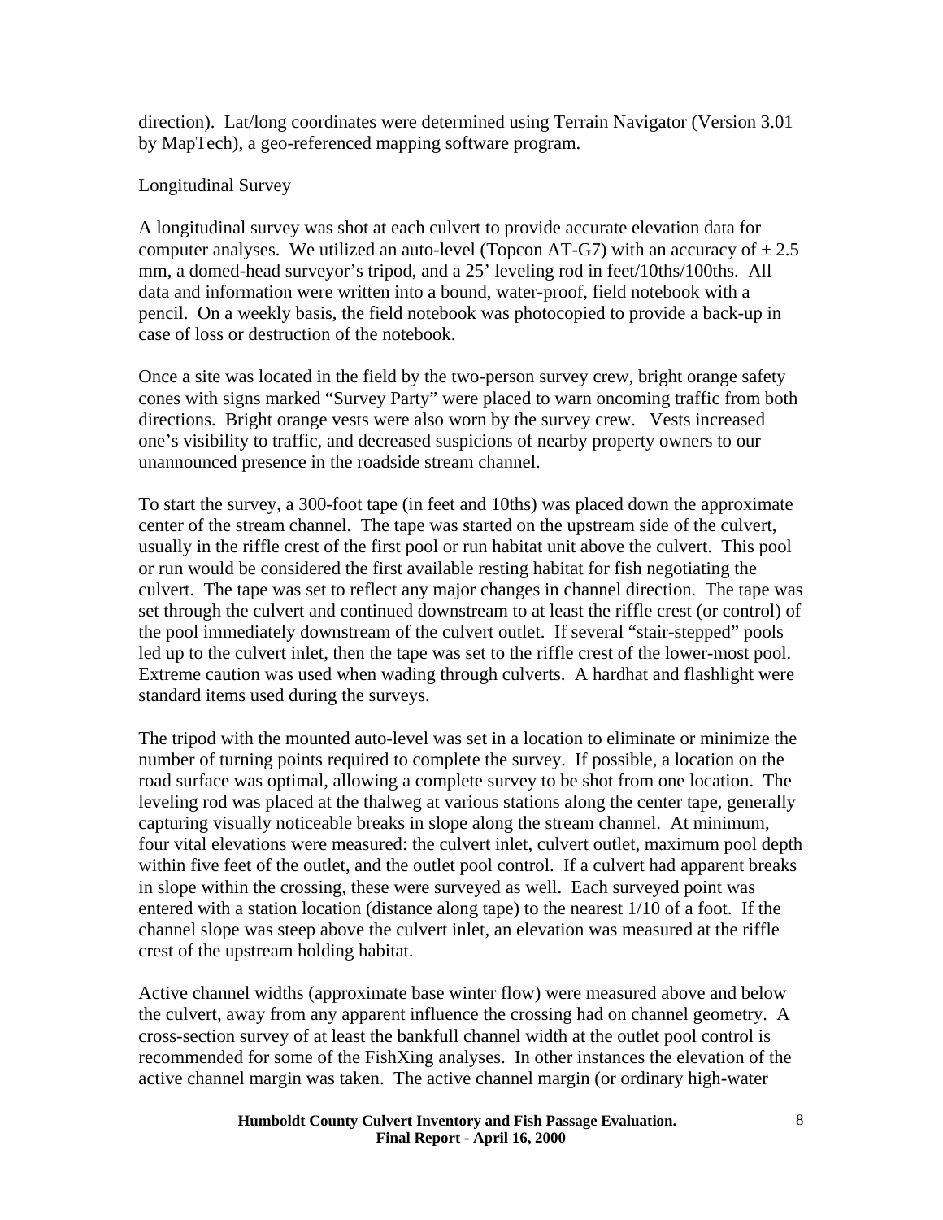direction). Lat/long coordinates were determined using Terrain Navigator (Version 3.01 by MapTech), a geo-referenced mapping software program.

<u>Longitudinal Survey</u>

A longitudinal survey was shot at each culvert to provide accurate elevation data for computer analyses. We utilized an auto-level (Topcon AT-G7) with an accuracy of ± 2.5 mm, a domed-head surveyor's tripod, and a 25' leveling rod in feet/10ths/100ths. All data and information were written into a bound, water-proof, field notebook with a pencil. On a weekly basis, the field notebook was photocopied to provide a back-up in case of loss or destruction of the notebook.

Once a site was located in the field by the two-person survey crew, bright orange safety cones with signs marked "Survey Party" were placed to warn oncoming traffic from both directions. Bright orange vests were also worn by the survey crew. Vests increased one's visibility to traffic, and decreased suspicions of nearby property owners to our unannounced presence in the roadside stream channel.

To start the survey, a 300-foot tape (in feet and 10ths) was placed down the approximate center of the stream channel. The tape was started on the upstream side of the culvert, usually in the riffle crest of the first pool or run habitat unit above the culvert. This pool or run would be considered the first available resting habitat for fish negotiating the culvert. The tape was set to reflect any major changes in channel direction. The tape was set through the culvert and continued downstream to at least the riffle crest (or control) of the pool immediately downstream of the culvert outlet. If several "stair-stepped" pools led up to the culvert inlet, then the tape was set to the riffle crest of the lower-most pool. Extreme caution was used when wading through culverts. A hardhat and flashlight were standard items used during the surveys.

The tripod with the mounted auto-level was set in a location to eliminate or minimize the number of turning points required to complete the survey. If possible, a location on the road surface was optimal, allowing a complete survey to be shot from one location. The leveling rod was placed at the thalweg at various stations along the center tape, generally capturing visually noticeable breaks in slope along the stream channel. At minimum, four vital elevations were measured: the culvert inlet, culvert outlet, maximum pool depth within five feet of the outlet, and the outlet pool control. If a culvert had apparent breaks in slope within the crossing, these were surveyed as well. Each surveyed point was entered with a station location (distance along tape) to the nearest 1/10 of a foot. If the channel slope was steep above the culvert inlet, an elevation was measured at the riffle crest of the upstream holding habitat.

Active channel widths (approximate base winter flow) were measured above and below the culvert, away from any apparent influence the crossing had on channel geometry. A cross-section survey of at least the bankfull channel width at the outlet pool control is recommended for some of the FishXing analyses. In other instances the elevation of the active channel margin was taken. The active channel margin (or ordinary high-water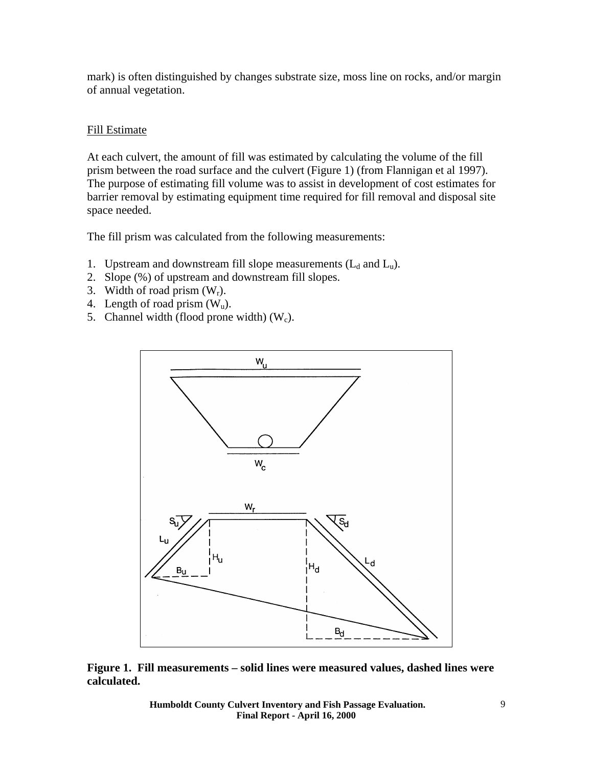mark) is often distinguished by changes substrate size, moss line on rocks, and/or margin of annual vegetation.

Fill Estimate

At each culvert, the amount of fill was estimated by calculating the volume of the fill prism between the road surface and the culvert (Figure 1) (from Flannigan et al 1997). The purpose of estimating fill volume was to assist in development of cost estimates for barrier removal by estimating equipment time required for fill removal and disposal site space needed.

The fill prism was calculated from the following measurements:

1. Upstream and downstream fill slope measurements ($L_d$ and $L_u$).
2. Slope (%) of upstream and downstream fill slopes.
3. Width of road prism ($W_r$).
4. Length of road prism ($W_u$).
5. Channel width (flood prone width) ($W_c$).

**Figure 1. Fill measurements – solid lines were measured values, dashed lines were calculated.**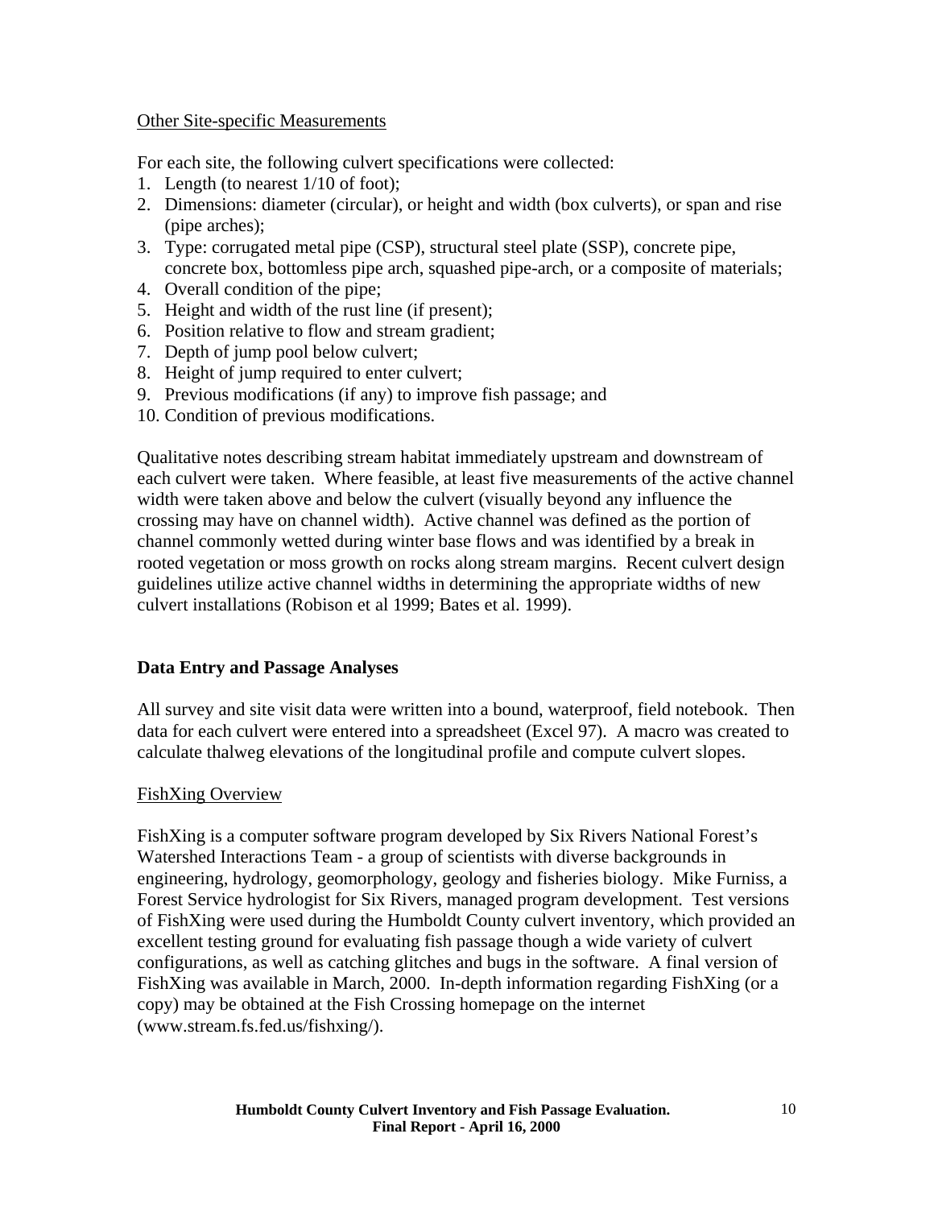Other Site-specific Measurements

For each site, the following culvert specifications were collected:

1. Length (to nearest 1/10 of foot);
2. Dimensions: diameter (circular), or height and width (box culverts), or span and rise (pipe arches);
3. Type: corrugated metal pipe (CSP), structural steel plate (SSP), concrete pipe, concrete box, bottomless pipe arch, squashed pipe-arch, or a composite of materials;
4. Overall condition of the pipe;
5. Height and width of the rust line (if present);
6. Position relative to flow and stream gradient;
7. Depth of jump pool below culvert;
8. Height of jump required to enter culvert;
9. Previous modifications (if any) to improve fish passage; and
10. Condition of previous modifications.

Qualitative notes describing stream habitat immediately upstream and downstream of each culvert were taken. Where feasible, at least five measurements of the active channel width were taken above and below the culvert (visually beyond any influence the crossing may have on channel width). Active channel was defined as the portion of channel commonly wetted during winter base flows and was identified by a break in rooted vegetation or moss growth on rocks along stream margins. Recent culvert design guidelines utilize active channel widths in determining the appropriate widths of new culvert installations (Robison et al 1999; Bates et al. 1999).

## Data Entry and Passage Analyses

All survey and site visit data were written into a bound, waterproof, field notebook. Then data for each culvert were entered into a spreadsheet (Excel 97). A macro was created to calculate thalweg elevations of the longitudinal profile and compute culvert slopes.

FishXing Overview

FishXing is a computer software program developed by Six Rivers National Forest's Watershed Interactions Team - a group of scientists with diverse backgrounds in engineering, hydrology, geomorphology, geology and fisheries biology. Mike Furniss, a Forest Service hydrologist for Six Rivers, managed program development. Test versions of FishXing were used during the Humboldt County culvert inventory, which provided an excellent testing ground for evaluating fish passage though a wide variety of culvert configurations, as well as catching glitches and bugs in the software. A final version of FishXing was available in March, 2000. In-depth information regarding FishXing (or a copy) may be obtained at the Fish Crossing homepage on the internet (www.stream.fs.fed.us/fishxing/).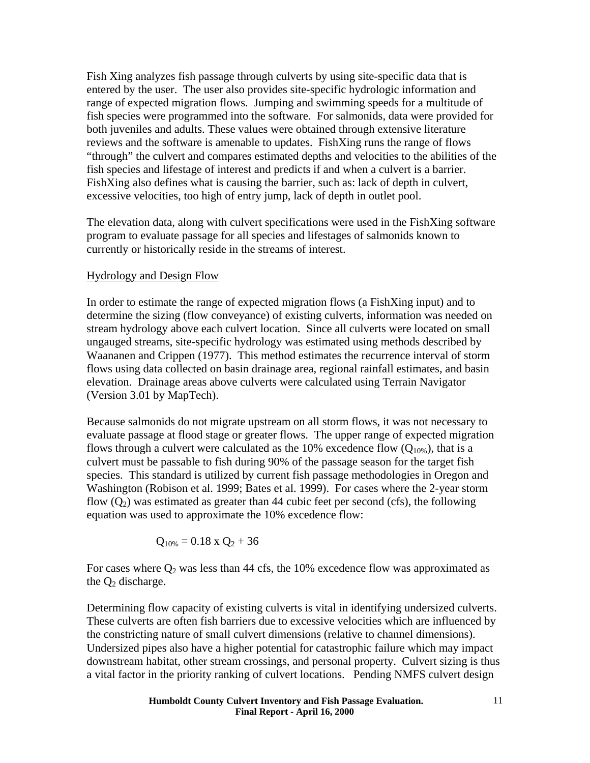Fish Xing analyzes fish passage through culverts by using site-specific data that is entered by the user. The user also provides site-specific hydrologic information and range of expected migration flows. Jumping and swimming speeds for a multitude of fish species were programmed into the software. For salmonids, data were provided for both juveniles and adults. These values were obtained through extensive literature reviews and the software is amenable to updates. FishXing runs the range of flows "through" the culvert and compares estimated depths and velocities to the abilities of the fish species and lifestage of interest and predicts if and when a culvert is a barrier. FishXing also defines what is causing the barrier, such as: lack of depth in culvert, excessive velocities, too high of entry jump, lack of depth in outlet pool.

The elevation data, along with culvert specifications were used in the FishXing software program to evaluate passage for all species and lifestages of salmonids known to currently or historically reside in the streams of interest.

## Hydrology and Design Flow

In order to estimate the range of expected migration flows (a FishXing input) and to determine the sizing (flow conveyance) of existing culverts, information was needed on stream hydrology above each culvert location. Since all culverts were located on small ungauged streams, site-specific hydrology was estimated using methods described by Waananen and Crippen (1977). This method estimates the recurrence interval of storm flows using data collected on basin drainage area, regional rainfall estimates, and basin elevation. Drainage areas above culverts were calculated using Terrain Navigator (Version 3.01 by MapTech).

Because salmonids do not migrate upstream on all storm flows, it was not necessary to evaluate passage at flood stage or greater flows. The upper range of expected migration flows through a culvert were calculated as the 10% excedence flow ($Q_{10\%}$), that is a culvert must be passable to fish during 90% of the passage season for the target fish species. This standard is utilized by current fish passage methodologies in Oregon and Washington (Robison et al. 1999; Bates et al. 1999). For cases where the 2-year storm flow ($Q_2$) was estimated as greater than 44 cubic feet per second (cfs), the following equation was used to approximate the 10% excedence flow:

$$Q_{10\%} = 0.18 \times Q_2 + 36$$

For cases where $Q_2$ was less than 44 cfs, the 10% excedence flow was approximated as the $Q_2$ discharge.

Determining flow capacity of existing culverts is vital in identifying undersized culverts. These culverts are often fish barriers due to excessive velocities which are influenced by the constricting nature of small culvert dimensions (relative to channel dimensions). Undersized pipes also have a higher potential for catastrophic failure which may impact downstream habitat, other stream crossings, and personal property. Culvert sizing is thus a vital factor in the priority ranking of culvert locations. Pending NMFS culvert design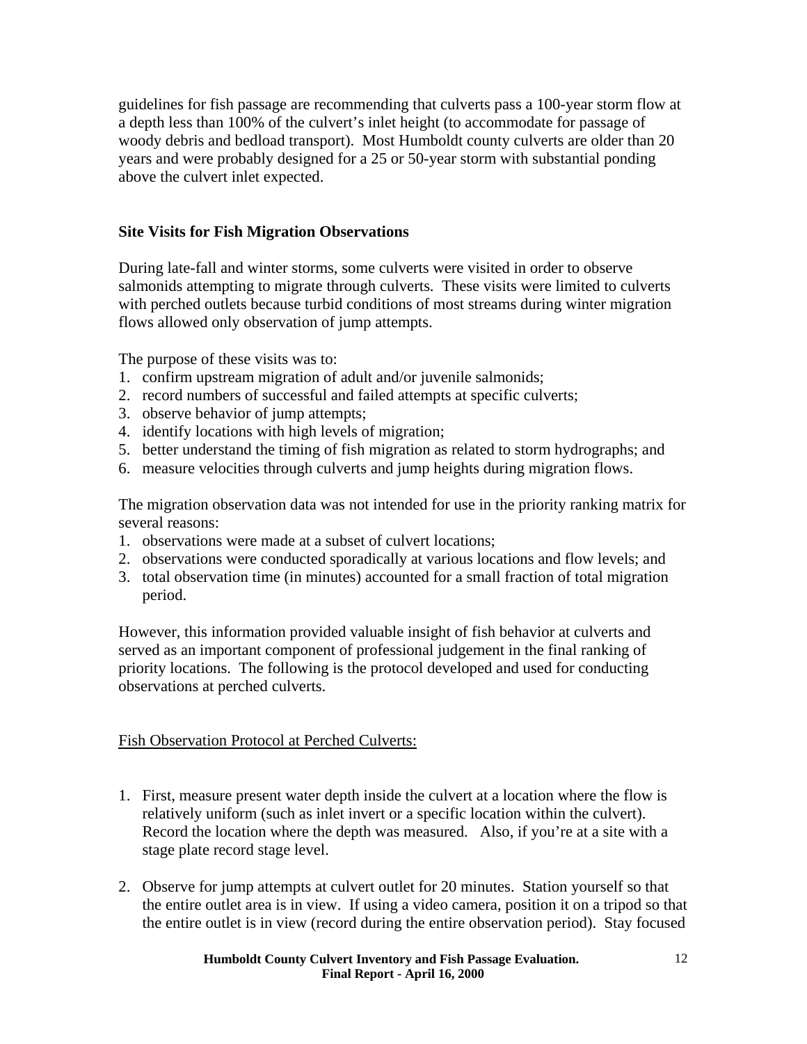guidelines for fish passage are recommending that culverts pass a 100-year storm flow at a depth less than 100% of the culvert's inlet height (to accommodate for passage of woody debris and bedload transport). Most Humboldt county culverts are older than 20 years and were probably designed for a 25 or 50-year storm with substantial ponding above the culvert inlet expected.

### Site Visits for Fish Migration Observations

During late-fall and winter storms, some culverts were visited in order to observe salmonids attempting to migrate through culverts. These visits were limited to culverts with perched outlets because turbid conditions of most streams during winter migration flows allowed only observation of jump attempts.

The purpose of these visits was to:
1. confirm upstream migration of adult and/or juvenile salmonids;
2. record numbers of successful and failed attempts at specific culverts;
3. observe behavior of jump attempts;
4. identify locations with high levels of migration;
5. better understand the timing of fish migration as related to storm hydrographs; and
6. measure velocities through culverts and jump heights during migration flows.

The migration observation data was not intended for use in the priority ranking matrix for several reasons:
1. observations were made at a subset of culvert locations;
2. observations were conducted sporadically at various locations and flow levels; and
3. total observation time (in minutes) accounted for a small fraction of total migration period.

However, this information provided valuable insight of fish behavior at culverts and served as an important component of professional judgement in the final ranking of priority locations. The following is the protocol developed and used for conducting observations at perched culverts.

Fish Observation Protocol at Perched Culverts:

1. First, measure present water depth inside the culvert at a location where the flow is relatively uniform (such as inlet invert or a specific location within the culvert). Record the location where the depth was measured. Also, if you're at a site with a stage plate record stage level.

2. Observe for jump attempts at culvert outlet for 20 minutes. Station yourself so that the entire outlet area is in view. If using a video camera, position it on a tripod so that the entire outlet is in view (record during the entire observation period). Stay focused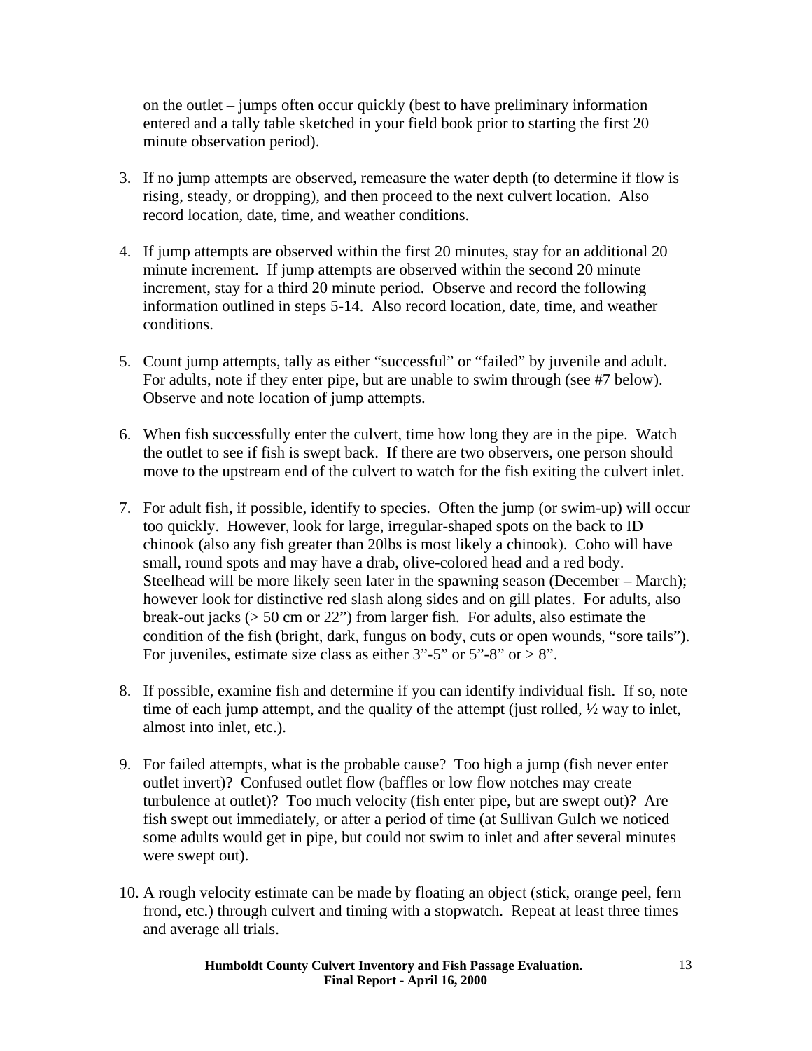on the outlet – jumps often occur quickly (best to have preliminary information entered and a tally table sketched in your field book prior to starting the first 20 minute observation period).

3. If no jump attempts are observed, remeasure the water depth (to determine if flow is rising, steady, or dropping), and then proceed to the next culvert location. Also record location, date, time, and weather conditions.

4. If jump attempts are observed within the first 20 minutes, stay for an additional 20 minute increment. If jump attempts are observed within the second 20 minute increment, stay for a third 20 minute period. Observe and record the following information outlined in steps 5-14. Also record location, date, time, and weather conditions.

5. Count jump attempts, tally as either "successful" or "failed" by juvenile and adult. For adults, note if they enter pipe, but are unable to swim through (see #7 below). Observe and note location of jump attempts.

6. When fish successfully enter the culvert, time how long they are in the pipe. Watch the outlet to see if fish is swept back. If there are two observers, one person should move to the upstream end of the culvert to watch for the fish exiting the culvert inlet.

7. For adult fish, if possible, identify to species. Often the jump (or swim-up) will occur too quickly. However, look for large, irregular-shaped spots on the back to ID chinook (also any fish greater than 20lbs is most likely a chinook). Coho will have small, round spots and may have a drab, olive-colored head and a red body. Steelhead will be more likely seen later in the spawning season (December – March); however look for distinctive red slash along sides and on gill plates. For adults, also break-out jacks (> 50 cm or 22") from larger fish. For adults, also estimate the condition of the fish (bright, dark, fungus on body, cuts or open wounds, "sore tails"). For juveniles, estimate size class as either 3"-5" or 5"-8" or > 8".

8. If possible, examine fish and determine if you can identify individual fish. If so, note time of each jump attempt, and the quality of the attempt (just rolled, ½ way to inlet, almost into inlet, etc.).

9. For failed attempts, what is the probable cause? Too high a jump (fish never enter outlet invert)? Confused outlet flow (baffles or low flow notches may create turbulence at outlet)? Too much velocity (fish enter pipe, but are swept out)? Are fish swept out immediately, or after a period of time (at Sullivan Gulch we noticed some adults would get in pipe, but could not swim to inlet and after several minutes were swept out).

10. A rough velocity estimate can be made by floating an object (stick, orange peel, fern frond, etc.) through culvert and timing with a stopwatch. Repeat at least three times and average all trials.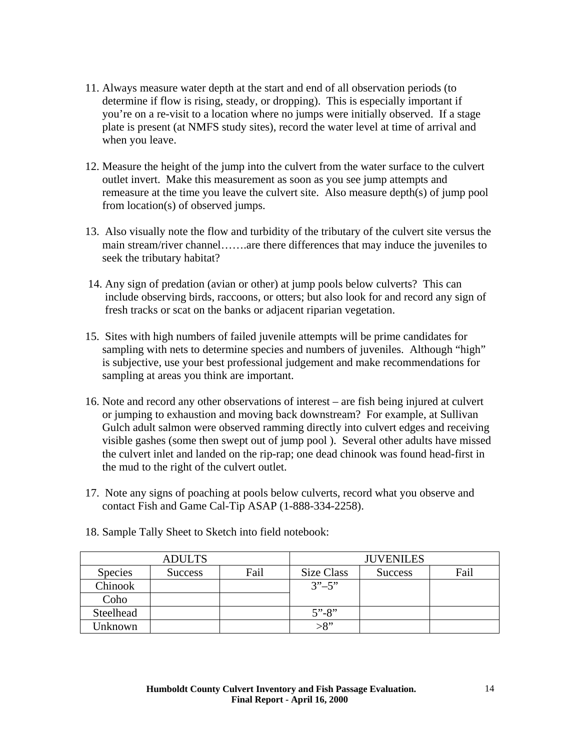11. Always measure water depth at the start and end of all observation periods (to determine if flow is rising, steady, or dropping). This is especially important if you're on a re-visit to a location where no jumps were initially observed. If a stage plate is present (at NMFS study sites), record the water level at time of arrival and when you leave.

12. Measure the height of the jump into the culvert from the water surface to the culvert outlet invert. Make this measurement as soon as you see jump attempts and remeasure at the time you leave the culvert site. Also measure depth(s) of jump pool from location(s) of observed jumps.

13. Also visually note the flow and turbidity of the tributary of the culvert site versus the main stream/river channel…….are there differences that may induce the juveniles to seek the tributary habitat?

14. Any sign of predation (avian or other) at jump pools below culverts? This can include observing birds, raccoons, or otters; but also look for and record any sign of fresh tracks or scat on the banks or adjacent riparian vegetation.

15. Sites with high numbers of failed juvenile attempts will be prime candidates for sampling with nets to determine species and numbers of juveniles. Although "high" is subjective, use your best professional judgement and make recommendations for sampling at areas you think are important.

16. Note and record any other observations of interest – are fish being injured at culvert or jumping to exhaustion and moving back downstream? For example, at Sullivan Gulch adult salmon were observed ramming directly into culvert edges and receiving visible gashes (some then swept out of jump pool ). Several other adults have missed the culvert inlet and landed on the rip-rap; one dead chinook was found head-first in the mud to the right of the culvert outlet.

17. Note any signs of poaching at pools below culverts, record what you observe and contact Fish and Game Cal-Tip ASAP (1-888-334-2258).

18. Sample Tally Sheet to Sketch into field notebook:

| ADULTS | | | JUVENILES | | |
|---|---|---|---|---|---|
| Species | Success | Fail | Size Class | Success | Fail |
| Chinook | | | 3"–5" | | |
| Coho | | | | | |
| Steelhead | | | 5"-8" | | |
| Unknown | | | >8" | | |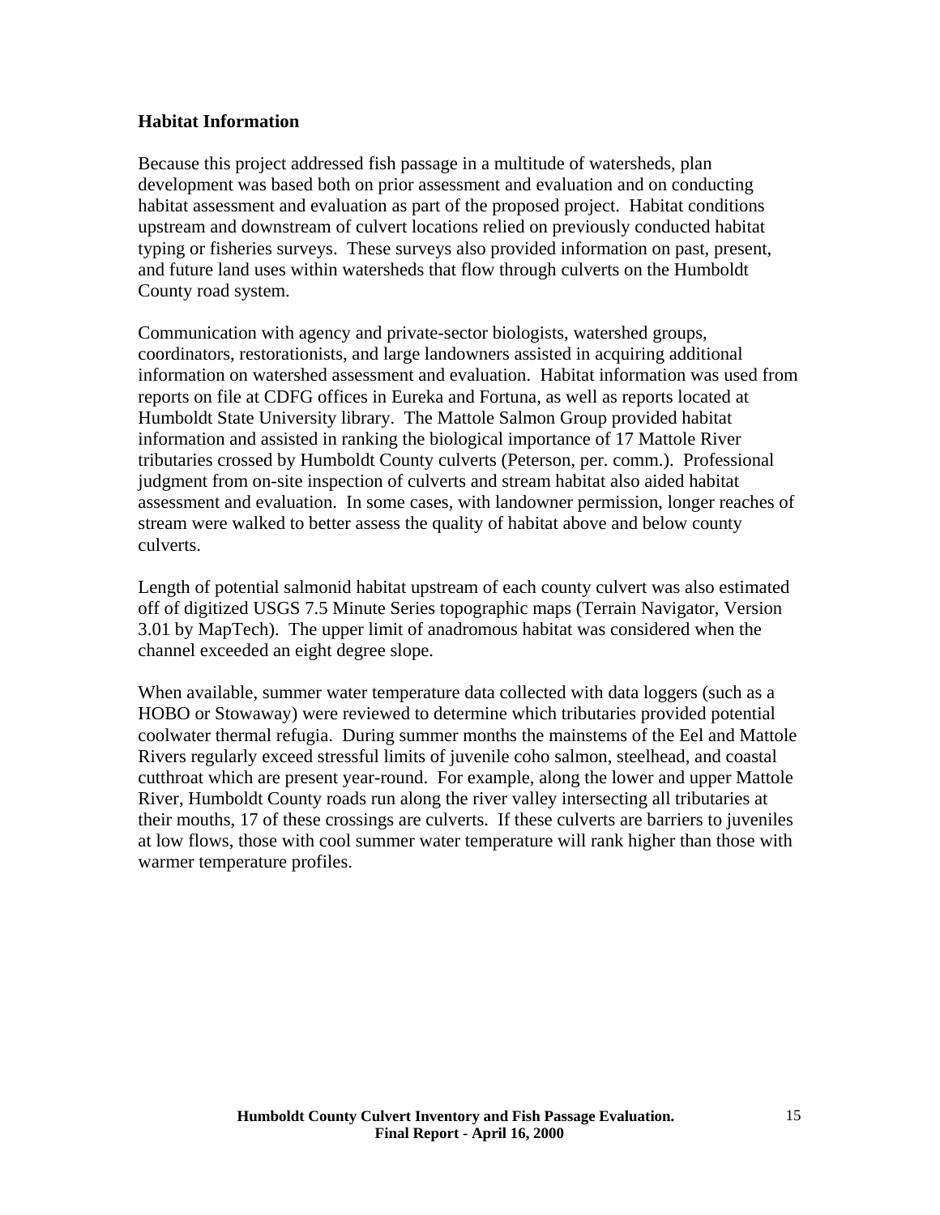## Habitat Information

Because this project addressed fish passage in a multitude of watersheds, plan development was based both on prior assessment and evaluation and on conducting habitat assessment and evaluation as part of the proposed project. Habitat conditions upstream and downstream of culvert locations relied on previously conducted habitat typing or fisheries surveys. These surveys also provided information on past, present, and future land uses within watersheds that flow through culverts on the Humboldt County road system.

Communication with agency and private-sector biologists, watershed groups, coordinators, restorationists, and large landowners assisted in acquiring additional information on watershed assessment and evaluation. Habitat information was used from reports on file at CDFG offices in Eureka and Fortuna, as well as reports located at Humboldt State University library. The Mattole Salmon Group provided habitat information and assisted in ranking the biological importance of 17 Mattole River tributaries crossed by Humboldt County culverts (Peterson, per. comm.). Professional judgment from on-site inspection of culverts and stream habitat also aided habitat assessment and evaluation. In some cases, with landowner permission, longer reaches of stream were walked to better assess the quality of habitat above and below county culverts.

Length of potential salmonid habitat upstream of each county culvert was also estimated off of digitized USGS 7.5 Minute Series topographic maps (Terrain Navigator, Version 3.01 by MapTech). The upper limit of anadromous habitat was considered when the channel exceeded an eight degree slope.

When available, summer water temperature data collected with data loggers (such as a HOBO or Stowaway) were reviewed to determine which tributaries provided potential coolwater thermal refugia. During summer months the mainstems of the Eel and Mattole Rivers regularly exceed stressful limits of juvenile coho salmon, steelhead, and coastal cutthroat which are present year-round. For example, along the lower and upper Mattole River, Humboldt County roads run along the river valley intersecting all tributaries at their mouths, 17 of these crossings are culverts. If these culverts are barriers to juveniles at low flows, those with cool summer water temperature will rank higher than those with warmer temperature profiles.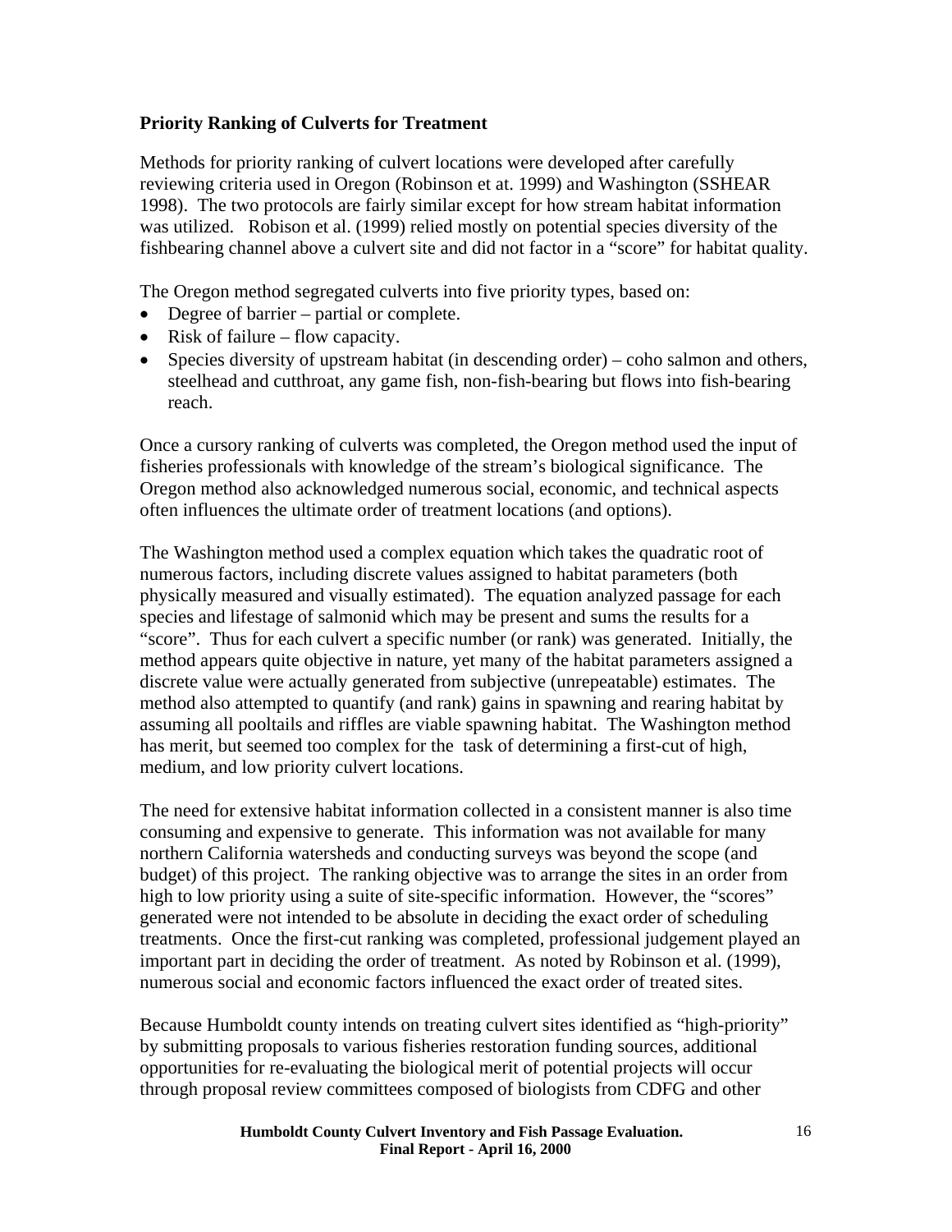### Priority Ranking of Culverts for Treatment

Methods for priority ranking of culvert locations were developed after carefully reviewing criteria used in Oregon (Robinson et at. 1999) and Washington (SSHEAR 1998). The two protocols are fairly similar except for how stream habitat information was utilized. Robison et al. (1999) relied mostly on potential species diversity of the fishbearing channel above a culvert site and did not factor in a "score" for habitat quality.

The Oregon method segregated culverts into five priority types, based on:

- Degree of barrier – partial or complete.
- Risk of failure – flow capacity.
- Species diversity of upstream habitat (in descending order) – coho salmon and others, steelhead and cutthroat, any game fish, non-fish-bearing but flows into fish-bearing reach.

Once a cursory ranking of culverts was completed, the Oregon method used the input of fisheries professionals with knowledge of the stream's biological significance. The Oregon method also acknowledged numerous social, economic, and technical aspects often influences the ultimate order of treatment locations (and options).

The Washington method used a complex equation which takes the quadratic root of numerous factors, including discrete values assigned to habitat parameters (both physically measured and visually estimated). The equation analyzed passage for each species and lifestage of salmonid which may be present and sums the results for a "score". Thus for each culvert a specific number (or rank) was generated. Initially, the method appears quite objective in nature, yet many of the habitat parameters assigned a discrete value were actually generated from subjective (unrepeatable) estimates. The method also attempted to quantify (and rank) gains in spawning and rearing habitat by assuming all pooltails and riffles are viable spawning habitat. The Washington method has merit, but seemed too complex for the task of determining a first-cut of high, medium, and low priority culvert locations.

The need for extensive habitat information collected in a consistent manner is also time consuming and expensive to generate. This information was not available for many northern California watersheds and conducting surveys was beyond the scope (and budget) of this project. The ranking objective was to arrange the sites in an order from high to low priority using a suite of site-specific information. However, the "scores" generated were not intended to be absolute in deciding the exact order of scheduling treatments. Once the first-cut ranking was completed, professional judgement played an important part in deciding the order of treatment. As noted by Robinson et al. (1999), numerous social and economic factors influenced the exact order of treated sites.

Because Humboldt county intends on treating culvert sites identified as "high-priority" by submitting proposals to various fisheries restoration funding sources, additional opportunities for re-evaluating the biological merit of potential projects will occur through proposal review committees composed of biologists from CDFG and other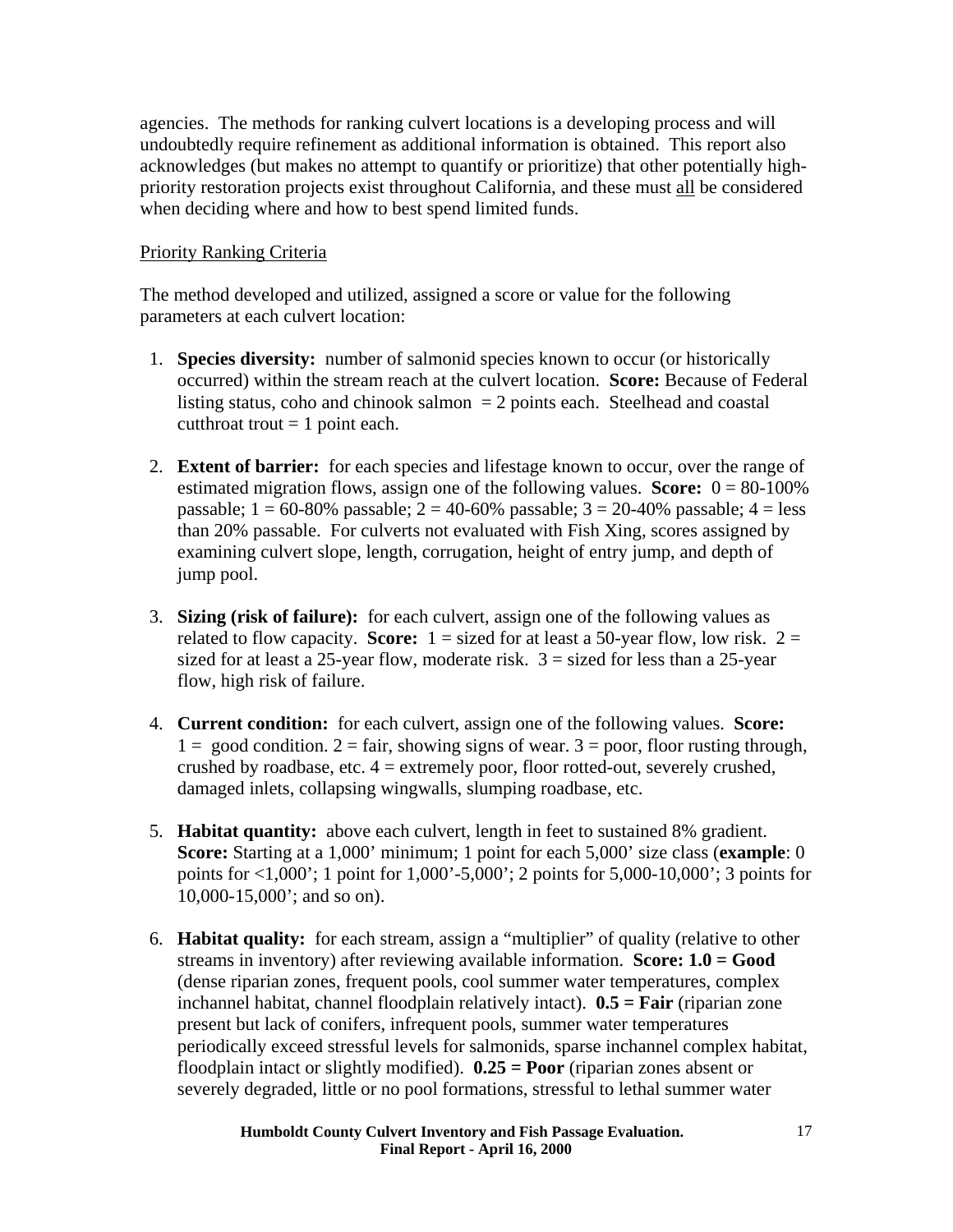agencies. The methods for ranking culvert locations is a developing process and will undoubtedly require refinement as additional information is obtained. This report also acknowledges (but makes no attempt to quantify or prioritize) that other potentially high-priority restoration projects exist throughout California, and these must <u>all</u> be considered when deciding where and how to best spend limited funds.

<u>Priority Ranking Criteria</u>

The method developed and utilized, assigned a score or value for the following parameters at each culvert location:

1. **Species diversity:** number of salmonid species known to occur (or historically occurred) within the stream reach at the culvert location. **Score:** Because of Federal listing status, coho and chinook salmon = 2 points each. Steelhead and coastal cutthroat trout = 1 point each.

2. **Extent of barrier:** for each species and lifestage known to occur, over the range of estimated migration flows, assign one of the following values. **Score:** 0 = 80-100% passable; 1 = 60-80% passable; 2 = 40-60% passable; 3 = 20-40% passable; 4 = less than 20% passable. For culverts not evaluated with Fish Xing, scores assigned by examining culvert slope, length, corrugation, height of entry jump, and depth of jump pool.

3. **Sizing (risk of failure):** for each culvert, assign one of the following values as related to flow capacity. **Score:** 1 = sized for at least a 50-year flow, low risk. 2 = sized for at least a 25-year flow, moderate risk. 3 = sized for less than a 25-year flow, high risk of failure.

4. **Current condition:** for each culvert, assign one of the following values. **Score:** 1 = good condition. 2 = fair, showing signs of wear. 3 = poor, floor rusting through, crushed by roadbase, etc. 4 = extremely poor, floor rotted-out, severely crushed, damaged inlets, collapsing wingwalls, slumping roadbase, etc.

5. **Habitat quantity:** above each culvert, length in feet to sustained 8% gradient. **Score:** Starting at a 1,000' minimum; 1 point for each 5,000' size class (**example**: 0 points for <1,000'; 1 point for 1,000'-5,000'; 2 points for 5,000-10,000'; 3 points for 10,000-15,000'; and so on).

6. **Habitat quality:** for each stream, assign a "multiplier" of quality (relative to other streams in inventory) after reviewing available information. **Score: 1.0 = Good** (dense riparian zones, frequent pools, cool summer water temperatures, complex inchannel habitat, channel floodplain relatively intact). **0.5 = Fair** (riparian zone present but lack of conifers, infrequent pools, summer water temperatures periodically exceed stressful levels for salmonids, sparse inchannel complex habitat, floodplain intact or slightly modified). **0.25 = Poor** (riparian zones absent or severely degraded, little or no pool formations, stressful to lethal summer water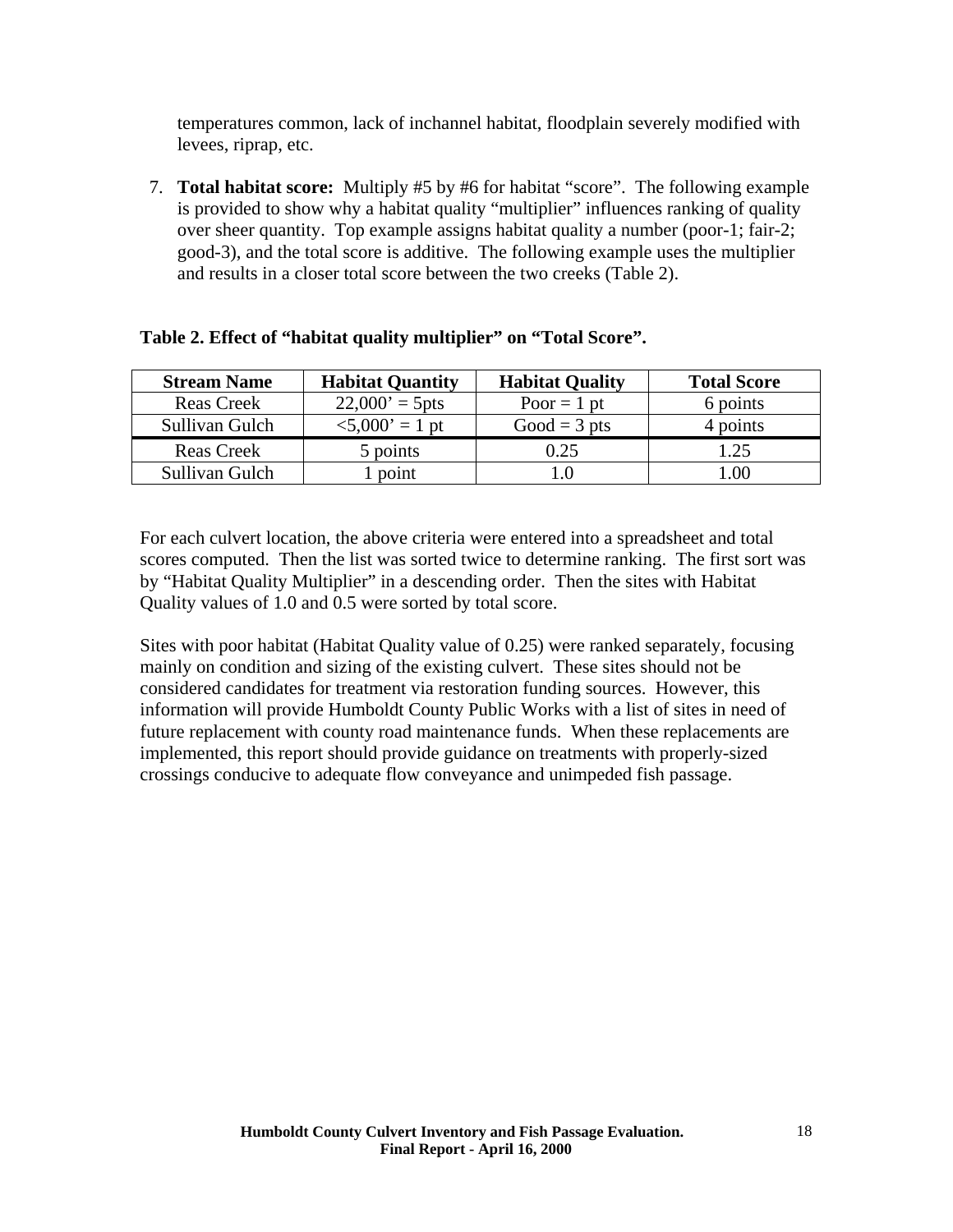temperatures common, lack of inchannel habitat, floodplain severely modified with levees, riprap, etc.

7. **Total habitat score:** Multiply #5 by #6 for habitat "score". The following example is provided to show why a habitat quality "multiplier" influences ranking of quality over sheer quantity. Top example assigns habitat quality a number (poor-1; fair-2; good-3), and the total score is additive. The following example uses the multiplier and results in a closer total score between the two creeks (Table 2).

**Table 2. Effect of "habitat quality multiplier" on "Total Score".**

| Stream Name | Habitat Quantity | Habitat Quality | Total Score |
|---|---|---|---|
| Reas Creek | 22,000' = 5pts | Poor = 1 pt | 6 points |
| Sullivan Gulch | <5,000' = 1 pt | Good = 3 pts | 4 points |
| Reas Creek | 5 points | 0.25 | 1.25 |
| Sullivan Gulch | 1 point | 1.0 | 1.00 |

For each culvert location, the above criteria were entered into a spreadsheet and total scores computed. Then the list was sorted twice to determine ranking. The first sort was by "Habitat Quality Multiplier" in a descending order. Then the sites with Habitat Quality values of 1.0 and 0.5 were sorted by total score.

Sites with poor habitat (Habitat Quality value of 0.25) were ranked separately, focusing mainly on condition and sizing of the existing culvert. These sites should not be considered candidates for treatment via restoration funding sources. However, this information will provide Humboldt County Public Works with a list of sites in need of future replacement with county road maintenance funds. When these replacements are implemented, this report should provide guidance on treatments with properly-sized crossings conducive to adequate flow conveyance and unimpeded fish passage.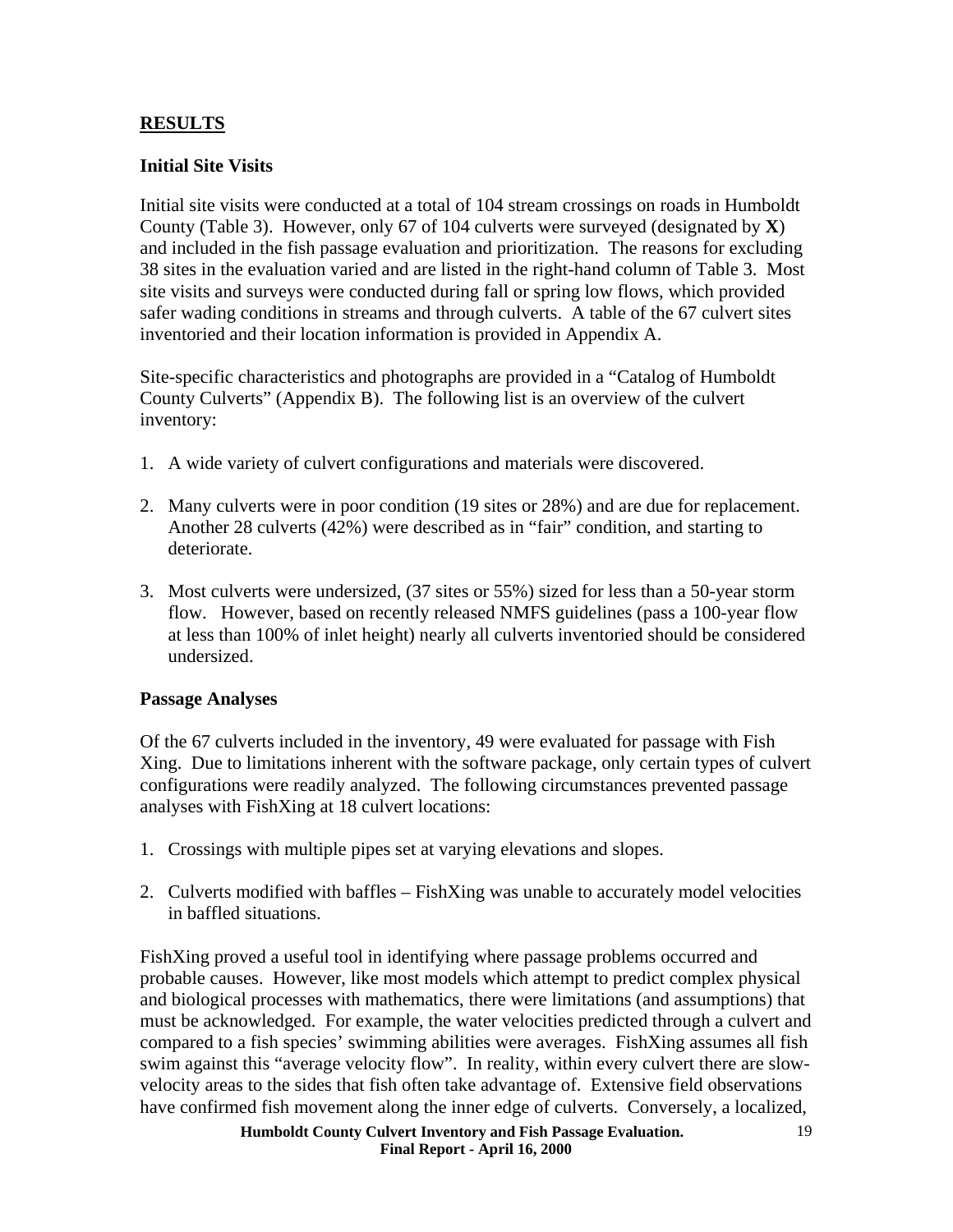## RESULTS

### Initial Site Visits

Initial site visits were conducted at a total of 104 stream crossings on roads in Humboldt County (Table 3). However, only 67 of 104 culverts were surveyed (designated by **X**) and included in the fish passage evaluation and prioritization. The reasons for excluding 38 sites in the evaluation varied and are listed in the right-hand column of Table 3. Most site visits and surveys were conducted during fall or spring low flows, which provided safer wading conditions in streams and through culverts. A table of the 67 culvert sites inventoried and their location information is provided in Appendix A.

Site-specific characteristics and photographs are provided in a "Catalog of Humboldt County Culverts" (Appendix B). The following list is an overview of the culvert inventory:

1. A wide variety of culvert configurations and materials were discovered.

2. Many culverts were in poor condition (19 sites or 28%) and are due for replacement. Another 28 culverts (42%) were described as in "fair" condition, and starting to deteriorate.

3. Most culverts were undersized, (37 sites or 55%) sized for less than a 50-year storm flow. However, based on recently released NMFS guidelines (pass a 100-year flow at less than 100% of inlet height) nearly all culverts inventoried should be considered undersized.

### Passage Analyses

Of the 67 culverts included in the inventory, 49 were evaluated for passage with Fish Xing. Due to limitations inherent with the software package, only certain types of culvert configurations were readily analyzed. The following circumstances prevented passage analyses with FishXing at 18 culvert locations:

1. Crossings with multiple pipes set at varying elevations and slopes.

2. Culverts modified with baffles – FishXing was unable to accurately model velocities in baffled situations.

FishXing proved a useful tool in identifying where passage problems occurred and probable causes. However, like most models which attempt to predict complex physical and biological processes with mathematics, there were limitations (and assumptions) that must be acknowledged. For example, the water velocities predicted through a culvert and compared to a fish species' swimming abilities were averages. FishXing assumes all fish swim against this "average velocity flow". In reality, within every culvert there are slow-velocity areas to the sides that fish often take advantage of. Extensive field observations have confirmed fish movement along the inner edge of culverts. Conversely, a localized,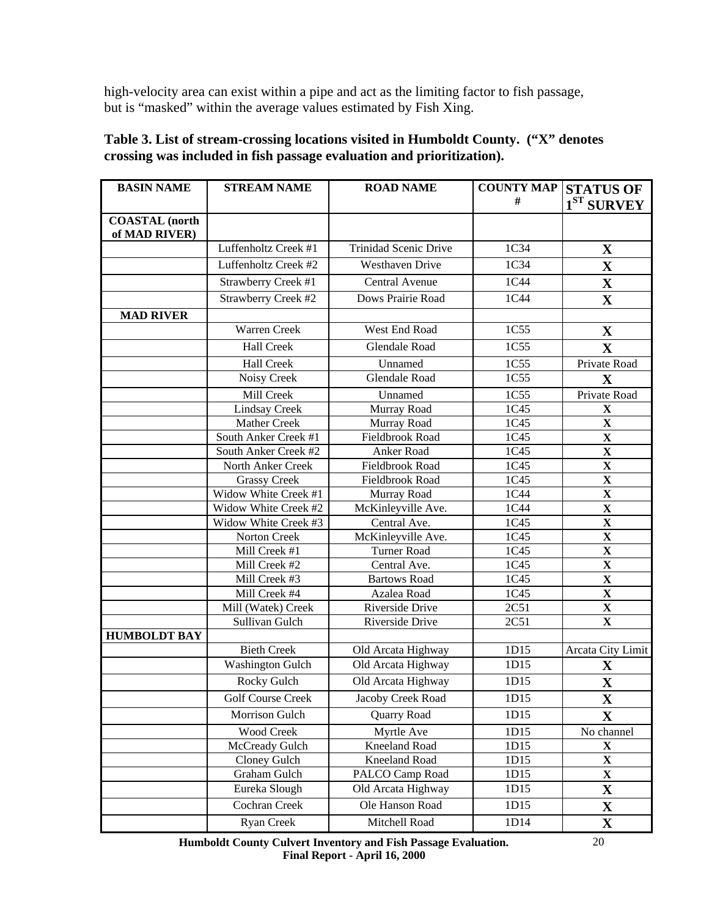high-velocity area can exist within a pipe and act as the limiting factor to fish passage, but is "masked" within the average values estimated by Fish Xing.

**Table 3. List of stream-crossing locations visited in Humboldt County. ("X" denotes crossing was included in fish passage evaluation and prioritization).**

| BASIN NAME | STREAM NAME | ROAD NAME | COUNTY MAP # | STATUS OF 1ST SURVEY |
|---|---|---|---|---|
| COASTAL (north of MAD RIVER) | | | | |
| | Luffenholtz Creek #1 | Trinidad Scenic Drive | 1C34 | X |
| | Luffenholtz Creek #2 | Westhaven Drive | 1C34 | X |
| | Strawberry Creek #1 | Central Avenue | 1C44 | X |
| | Strawberry Creek #2 | Dows Prairie Road | 1C44 | X |
| MAD RIVER | | | | |
| | Warren Creek | West End Road | 1C55 | X |
| | Hall Creek | Glendale Road | 1C55 | X |
| | Hall Creek | Unnamed | 1C55 | Private Road |
| | Noisy Creek | Glendale Road | 1C55 | X |
| | Mill Creek | Unnamed | 1C55 | Private Road |
| | Lindsay Creek | Murray Road | 1C45 | X |
| | Mather Creek | Murray Road | 1C45 | X |
| | South Anker Creek #1 | Fieldbrook Road | 1C45 | X |
| | South Anker Creek #2 | Anker Road | 1C45 | X |
| | North Anker Creek | Fieldbrook Road | 1C45 | X |
| | Grassy Creek | Fieldbrook Road | 1C45 | X |
| | Widow White Creek #1 | Murray Road | 1C44 | X |
| | Widow White Creek #2 | McKinleyville Ave. | 1C44 | X |
| | Widow White Creek #3 | Central Ave. | 1C45 | X |
| | Norton Creek | McKinleyville Ave. | 1C45 | X |
| | Mill Creek #1 | Turner Road | 1C45 | X |
| | Mill Creek #2 | Central Ave. | 1C45 | X |
| | Mill Creek #3 | Bartows Road | 1C45 | X |
| | Mill Creek #4 | Azalea Road | 1C45 | X |
| | Mill (Watek) Creek | Riverside Drive | 2C51 | X |
| | Sullivan Gulch | Riverside Drive | 2C51 | X |
| HUMBOLDT BAY | | | | |
| | Bieth Creek | Old Arcata Highway | 1D15 | Arcata City Limit |
| | Washington Gulch | Old Arcata Highway | 1D15 | X |
| | Rocky Gulch | Old Arcata Highway | 1D15 | X |
| | Golf Course Creek | Jacoby Creek Road | 1D15 | X |
| | Morrison Gulch | Quarry Road | 1D15 | X |
| | Wood Creek | Myrtle Ave | 1D15 | No channel |
| | McCready Gulch | Kneeland Road | 1D15 | X |
| | Cloney Gulch | Kneeland Road | 1D15 | X |
| | Graham Gulch | PALCO Camp Road | 1D15 | X |
| | Eureka Slough | Old Arcata Highway | 1D15 | X |
| | Cochran Creek | Ole Hanson Road | 1D15 | X |
| | Ryan Creek | Mitchell Road | 1D14 | X |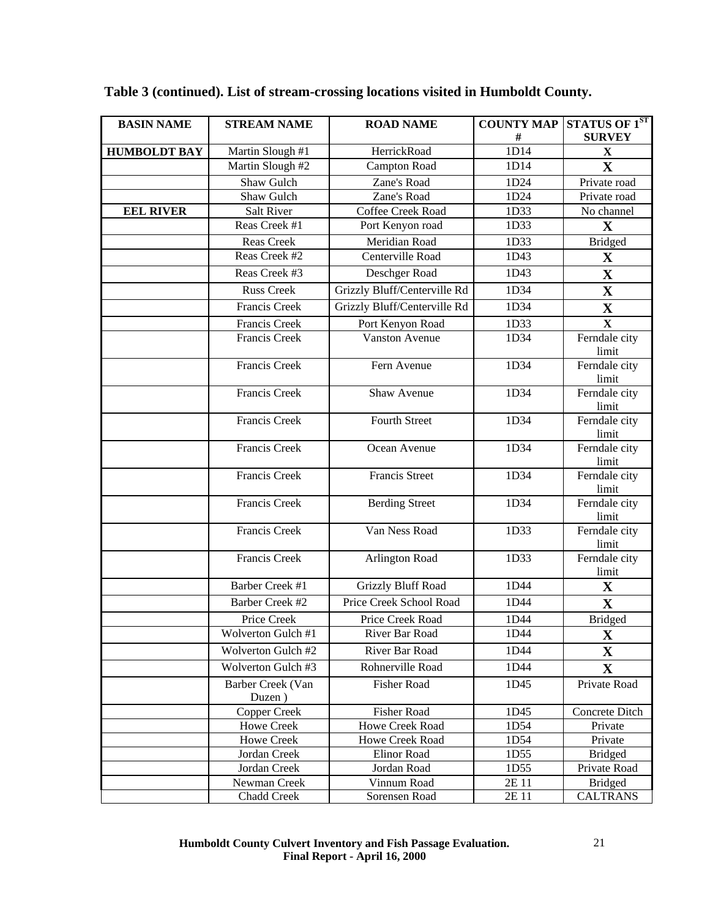**Table 3 (continued). List of stream-crossing locations visited in Humboldt County.**

| BASIN NAME | STREAM NAME | ROAD NAME | COUNTY MAP # | STATUS OF 1ST SURVEY |
|---|---|---|---|---|
| **HUMBOLDT BAY** | Martin Slough #1 | HerrickRoad | 1D14 | **X** |
| | Martin Slough #2 | Campton Road | 1D14 | **X** |
| | Shaw Gulch | Zane's Road | 1D24 | Private road |
| | Shaw Gulch | Zane's Road | 1D24 | Private road |
| **EEL RIVER** | Salt River | Coffee Creek Road | 1D33 | No channel |
| | Reas Creek #1 | Port Kenyon road | 1D33 | **X** |
| | Reas Creek | Meridian Road | 1D33 | Bridged |
| | Reas Creek #2 | Centerville Road | 1D43 | **X** |
| | Reas Creek #3 | Deschger Road | 1D43 | **X** |
| | Russ Creek | Grizzly Bluff/Centerville Rd | 1D34 | **X** |
| | Francis Creek | Grizzly Bluff/Centerville Rd | 1D34 | **X** |
| | Francis Creek | Port Kenyon Road | 1D33 | **X** |
| | Francis Creek | Vanston Avenue | 1D34 | Ferndale city limit |
| | Francis Creek | Fern Avenue | 1D34 | Ferndale city limit |
| | Francis Creek | Shaw Avenue | 1D34 | Ferndale city limit |
| | Francis Creek | Fourth Street | 1D34 | Ferndale city limit |
| | Francis Creek | Ocean Avenue | 1D34 | Ferndale city limit |
| | Francis Creek | Francis Street | 1D34 | Ferndale city limit |
| | Francis Creek | Berding Street | 1D34 | Ferndale city limit |
| | Francis Creek | Van Ness Road | 1D33 | Ferndale city limit |
| | Francis Creek | Arlington Road | 1D33 | Ferndale city limit |
| | Barber Creek #1 | Grizzly Bluff Road | 1D44 | **X** |
| | Barber Creek #2 | Price Creek School Road | 1D44 | **X** |
| | Price Creek | Price Creek Road | 1D44 | Bridged |
| | Wolverton Gulch #1 | River Bar Road | 1D44 | **X** |
| | Wolverton Gulch #2 | River Bar Road | 1D44 | **X** |
| | Wolverton Gulch #3 | Rohnerville Road | 1D44 | **X** |
| | Barber Creek (Van Duzen ) | Fisher Road | 1D45 | Private Road |
| | Copper Creek | Fisher Road | 1D45 | Concrete Ditch |
| | Howe Creek | Howe Creek Road | 1D54 | Private |
| | Howe Creek | Howe Creek Road | 1D54 | Private |
| | Jordan Creek | Elinor Road | 1D55 | Bridged |
| | Jordan Creek | Jordan Road | 1D55 | Private Road |
| | Newman Creek | Vinnum Road | 2E 11 | Bridged |
| | Chadd Creek | Sorensen Road | 2E 11 | CALTRANS |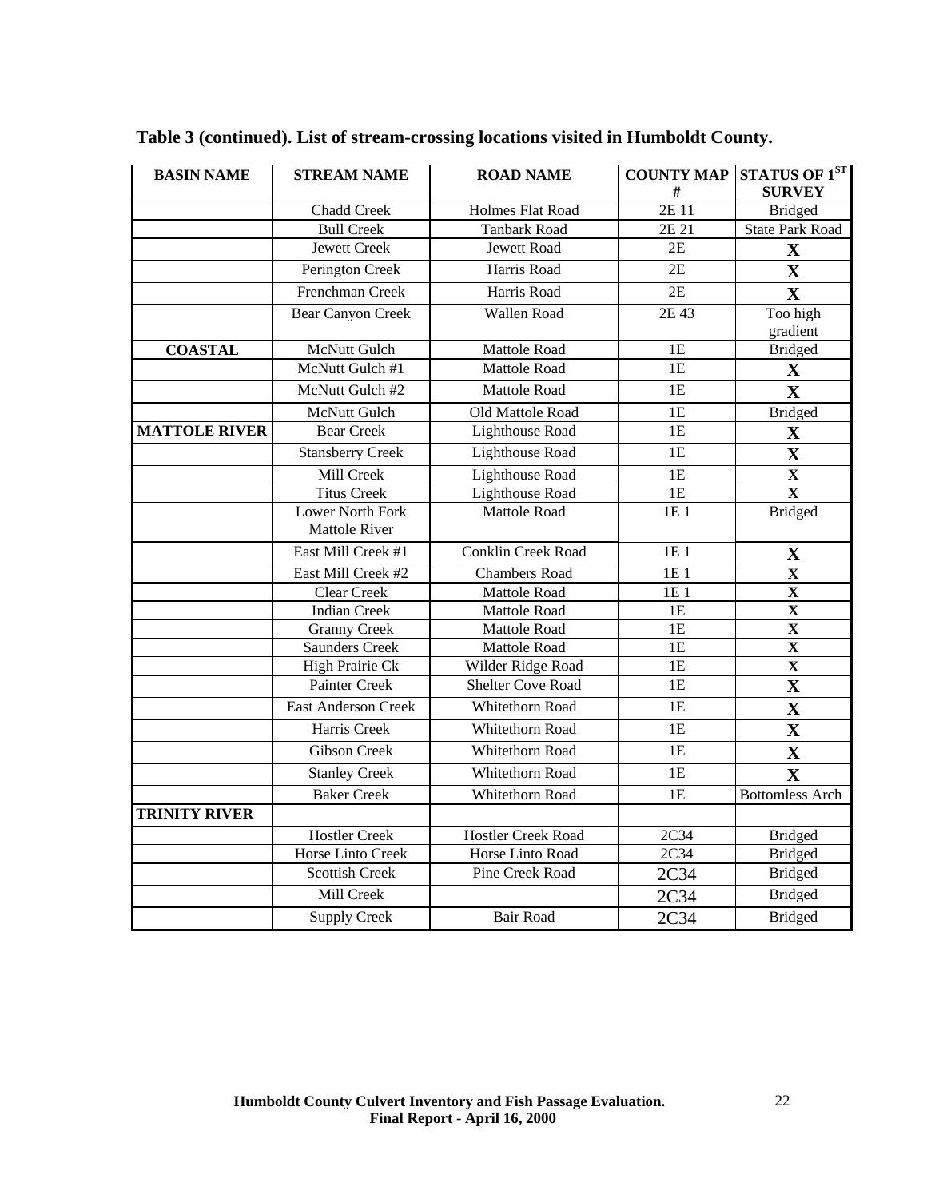**Table 3 (continued). List of stream-crossing locations visited in Humboldt County.**

| BASIN NAME | STREAM NAME | ROAD NAME | COUNTY MAP # | STATUS OF 1ST SURVEY |
|---|---|---|---|---|
| | Chadd Creek | Holmes Flat Road | 2E 11 | Bridged |
| | Bull Creek | Tanbark Road | 2E 21 | State Park Road |
| | Jewett Creek | Jewett Road | 2E | X |
| | Perington Creek | Harris Road | 2E | X |
| | Frenchman Creek | Harris Road | 2E | X |
| | Bear Canyon Creek | Wallen Road | 2E 43 | Too high gradient |
| COASTAL | McNutt Gulch | Mattole Road | 1E | Bridged |
| | McNutt Gulch #1 | Mattole Road | 1E | X |
| | McNutt Gulch #2 | Mattole Road | 1E | X |
| | McNutt Gulch | Old Mattole Road | 1E | Bridged |
| MATTOLE RIVER | Bear Creek | Lighthouse Road | 1E | X |
| | Stansberry Creek | Lighthouse Road | 1E | X |
| | Mill Creek | Lighthouse Road | 1E | X |
| | Titus Creek | Lighthouse Road | 1E | X |
| | Lower North Fork Mattole River | Mattole Road | 1E 1 | Bridged |
| | East Mill Creek #1 | Conklin Creek Road | 1E 1 | X |
| | East Mill Creek #2 | Chambers Road | 1E 1 | X |
| | Clear Creek | Mattole Road | 1E 1 | X |
| | Indian Creek | Mattole Road | 1E | X |
| | Granny Creek | Mattole Road | 1E | X |
| | Saunders Creek | Mattole Road | 1E | X |
| | High Prairie Ck | Wilder Ridge Road | 1E | X |
| | Painter Creek | Shelter Cove Road | 1E | X |
| | East Anderson Creek | Whitethorn Road | 1E | X |
| | Harris Creek | Whitethorn Road | 1E | X |
| | Gibson Creek | Whitethorn Road | 1E | X |
| | Stanley Creek | Whitethorn Road | 1E | X |
| | Baker Creek | Whitethorn Road | 1E | Bottomless Arch |
| TRINITY RIVER | | | | |
| | Hostler Creek | Hostler Creek Road | 2C34 | Bridged |
| | Horse Linto Creek | Horse Linto Road | 2C34 | Bridged |
| | Scottish Creek | Pine Creek Road | 2C34 | Bridged |
| | Mill Creek | | 2C34 | Bridged |
| | Supply Creek | Bair Road | 2C34 | Bridged |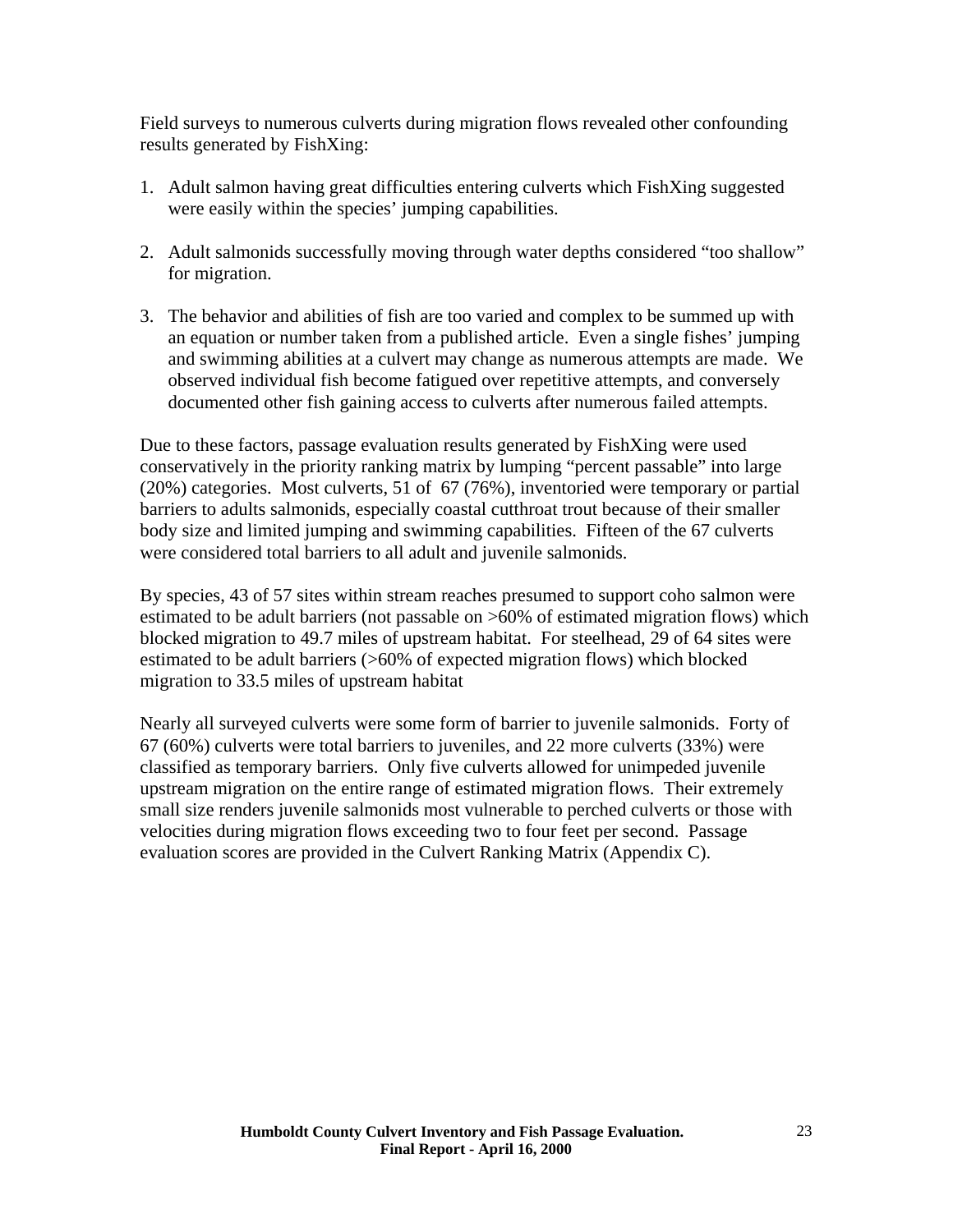Field surveys to numerous culverts during migration flows revealed other confounding results generated by FishXing:

1. Adult salmon having great difficulties entering culverts which FishXing suggested were easily within the species' jumping capabilities.

2. Adult salmonids successfully moving through water depths considered "too shallow" for migration.

3. The behavior and abilities of fish are too varied and complex to be summed up with an equation or number taken from a published article. Even a single fishes' jumping and swimming abilities at a culvert may change as numerous attempts are made. We observed individual fish become fatigued over repetitive attempts, and conversely documented other fish gaining access to culverts after numerous failed attempts.

Due to these factors, passage evaluation results generated by FishXing were used conservatively in the priority ranking matrix by lumping "percent passable" into large (20%) categories. Most culverts, 51 of 67 (76%), inventoried were temporary or partial barriers to adults salmonids, especially coastal cutthroat trout because of their smaller body size and limited jumping and swimming capabilities. Fifteen of the 67 culverts were considered total barriers to all adult and juvenile salmonids.

By species, 43 of 57 sites within stream reaches presumed to support coho salmon were estimated to be adult barriers (not passable on >60% of estimated migration flows) which blocked migration to 49.7 miles of upstream habitat. For steelhead, 29 of 64 sites were estimated to be adult barriers (>60% of expected migration flows) which blocked migration to 33.5 miles of upstream habitat

Nearly all surveyed culverts were some form of barrier to juvenile salmonids. Forty of 67 (60%) culverts were total barriers to juveniles, and 22 more culverts (33%) were classified as temporary barriers. Only five culverts allowed for unimpeded juvenile upstream migration on the entire range of estimated migration flows. Their extremely small size renders juvenile salmonids most vulnerable to perched culverts or those with velocities during migration flows exceeding two to four feet per second. Passage evaluation scores are provided in the Culvert Ranking Matrix (Appendix C).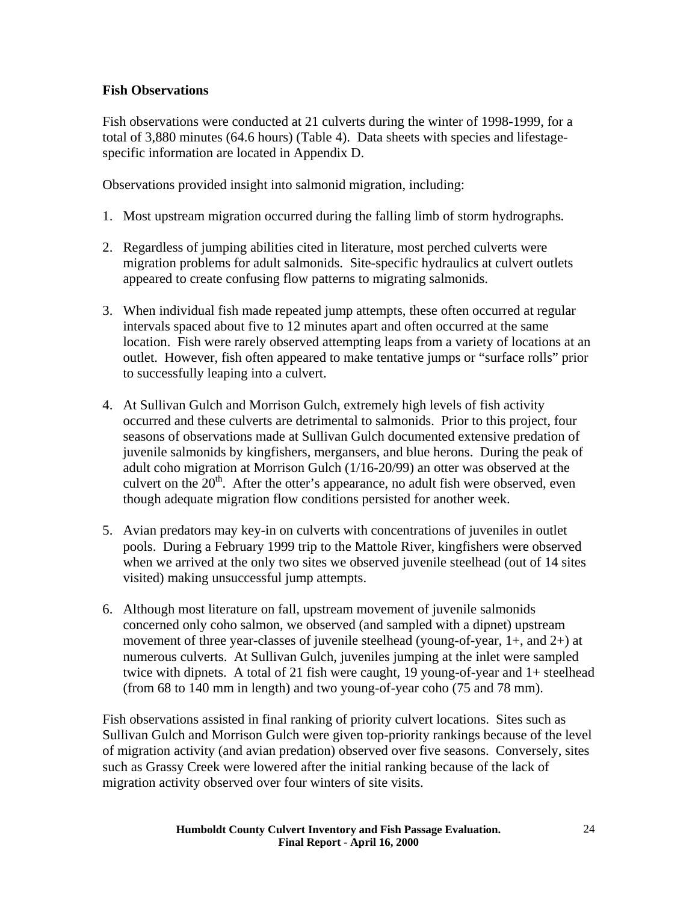**Fish Observations**

Fish observations were conducted at 21 culverts during the winter of 1998-1999, for a total of 3,880 minutes (64.6 hours) (Table 4). Data sheets with species and lifestage-specific information are located in Appendix D.

Observations provided insight into salmonid migration, including:

1. Most upstream migration occurred during the falling limb of storm hydrographs.

2. Regardless of jumping abilities cited in literature, most perched culverts were migration problems for adult salmonids. Site-specific hydraulics at culvert outlets appeared to create confusing flow patterns to migrating salmonids.

3. When individual fish made repeated jump attempts, these often occurred at regular intervals spaced about five to 12 minutes apart and often occurred at the same location. Fish were rarely observed attempting leaps from a variety of locations at an outlet. However, fish often appeared to make tentative jumps or "surface rolls" prior to successfully leaping into a culvert.

4. At Sullivan Gulch and Morrison Gulch, extremely high levels of fish activity occurred and these culverts are detrimental to salmonids. Prior to this project, four seasons of observations made at Sullivan Gulch documented extensive predation of juvenile salmonids by kingfishers, mergansers, and blue herons. During the peak of adult coho migration at Morrison Gulch (1/16-20/99) an otter was observed at the culvert on the 20th. After the otter's appearance, no adult fish were observed, even though adequate migration flow conditions persisted for another week.

5. Avian predators may key-in on culverts with concentrations of juveniles in outlet pools. During a February 1999 trip to the Mattole River, kingfishers were observed when we arrived at the only two sites we observed juvenile steelhead (out of 14 sites visited) making unsuccessful jump attempts.

6. Although most literature on fall, upstream movement of juvenile salmonids concerned only coho salmon, we observed (and sampled with a dipnet) upstream movement of three year-classes of juvenile steelhead (young-of-year, 1+, and 2+) at numerous culverts. At Sullivan Gulch, juveniles jumping at the inlet were sampled twice with dipnets. A total of 21 fish were caught, 19 young-of-year and 1+ steelhead (from 68 to 140 mm in length) and two young-of-year coho (75 and 78 mm).

Fish observations assisted in final ranking of priority culvert locations. Sites such as Sullivan Gulch and Morrison Gulch were given top-priority rankings because of the level of migration activity (and avian predation) observed over five seasons. Conversely, sites such as Grassy Creek were lowered after the initial ranking because of the lack of migration activity observed over four winters of site visits.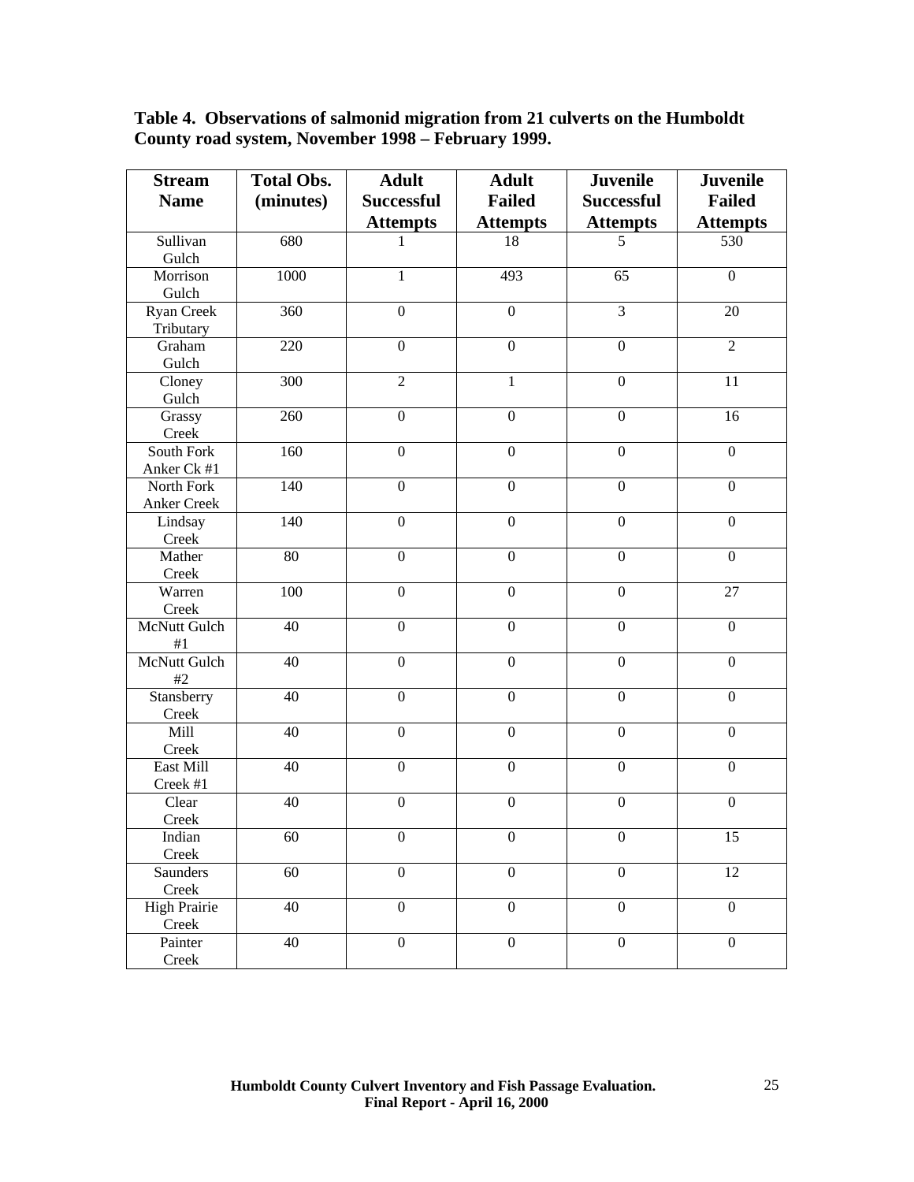**Table 4. Observations of salmonid migration from 21 culverts on the Humboldt County road system, November 1998 – February 1999.**

| Stream Name | Total Obs. (minutes) | Adult Successful Attempts | Adult Failed Attempts | Juvenile Successful Attempts | Juvenile Failed Attempts |
|---|---|---|---|---|---|
| Sullivan Gulch | 680 | 1 | 18 | 5 | 530 |
| Morrison Gulch | 1000 | 1 | 493 | 65 | 0 |
| Ryan Creek Tributary | 360 | 0 | 0 | 3 | 20 |
| Graham Gulch | 220 | 0 | 0 | 0 | 2 |
| Cloney Gulch | 300 | 2 | 1 | 0 | 11 |
| Grassy Creek | 260 | 0 | 0 | 0 | 16 |
| South Fork Anker Ck #1 | 160 | 0 | 0 | 0 | 0 |
| North Fork Anker Creek | 140 | 0 | 0 | 0 | 0 |
| Lindsay Creek | 140 | 0 | 0 | 0 | 0 |
| Mather Creek | 80 | 0 | 0 | 0 | 0 |
| Warren Creek | 100 | 0 | 0 | 0 | 27 |
| McNutt Gulch #1 | 40 | 0 | 0 | 0 | 0 |
| McNutt Gulch #2 | 40 | 0 | 0 | 0 | 0 |
| Stansberry Creek | 40 | 0 | 0 | 0 | 0 |
| Mill Creek | 40 | 0 | 0 | 0 | 0 |
| East Mill Creek #1 | 40 | 0 | 0 | 0 | 0 |
| Clear Creek | 40 | 0 | 0 | 0 | 0 |
| Indian Creek | 60 | 0 | 0 | 0 | 15 |
| Saunders Creek | 60 | 0 | 0 | 0 | 12 |
| High Prairie Creek | 40 | 0 | 0 | 0 | 0 |
| Painter Creek | 40 | 0 | 0 | 0 | 0 |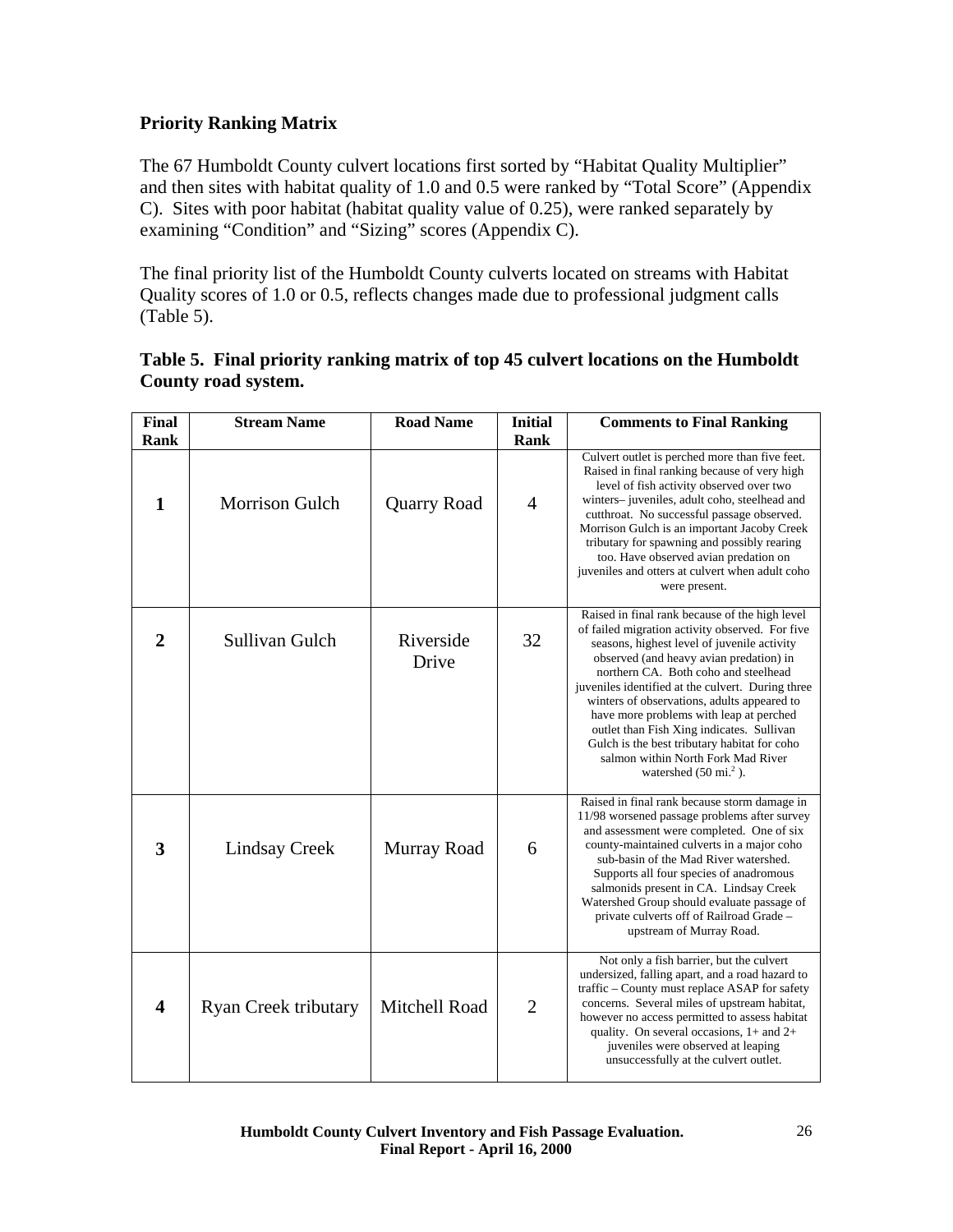## Priority Ranking Matrix

The 67 Humboldt County culvert locations first sorted by "Habitat Quality Multiplier" and then sites with habitat quality of 1.0 and 0.5 were ranked by "Total Score" (Appendix C). Sites with poor habitat (habitat quality value of 0.25), were ranked separately by examining "Condition" and "Sizing" scores (Appendix C).

The final priority list of the Humboldt County culverts located on streams with Habitat Quality scores of 1.0 or 0.5, reflects changes made due to professional judgment calls (Table 5).

**Table 5. Final priority ranking matrix of top 45 culvert locations on the Humboldt County road system.**

| Final Rank | Stream Name | Road Name | Initial Rank | Comments to Final Ranking |
|---|---|---|---|---|
| **1** | Morrison Gulch | Quarry Road | 4 | Culvert outlet is perched more than five feet. Raised in final ranking because of very high level of fish activity observed over two winters– juveniles, adult coho, steelhead and cutthroat. No successful passage observed. Morrison Gulch is an important Jacoby Creek tributary for spawning and possibly rearing too. Have observed avian predation on juveniles and otters at culvert when adult coho were present. |
| **2** | Sullivan Gulch | Riverside Drive | 32 | Raised in final rank because of the high level of failed migration activity observed. For five seasons, highest level of juvenile activity observed (and heavy avian predation) in northern CA. Both coho and steelhead juveniles identified at the culvert. During three winters of observations, adults appeared to have more problems with leap at perched outlet than Fish Xing indicates. Sullivan Gulch is the best tributary habitat for coho salmon within North Fork Mad River watershed (50 mi.$^2$ ). |
| **3** | Lindsay Creek | Murray Road | 6 | Raised in final rank because storm damage in 11/98 worsened passage problems after survey and assessment were completed. One of six county-maintained culverts in a major coho sub-basin of the Mad River watershed. Supports all four species of anadromous salmonids present in CA. Lindsay Creek Watershed Group should evaluate passage of private culverts off of Railroad Grade – upstream of Murray Road. |
| **4** | Ryan Creek tributary | Mitchell Road | 2 | Not only a fish barrier, but the culvert undersized, falling apart, and a road hazard to traffic – County must replace ASAP for safety concerns. Several miles of upstream habitat, however no access permitted to assess habitat quality. On several occasions, 1+ and 2+ juveniles were observed at leaping unsuccessfully at the culvert outlet. |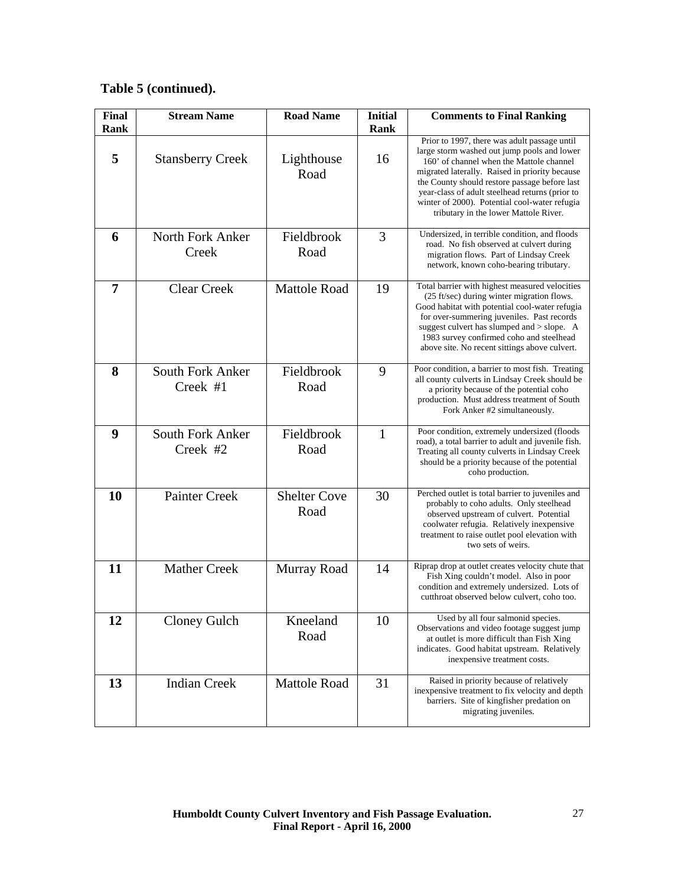**Table 5 (continued).**

| Final Rank | Stream Name | Road Name | Initial Rank | Comments to Final Ranking |
|---|---|---|---|---|
| **5** | Stansberry Creek | Lighthouse Road | 16 | Prior to 1997, there was adult passage until large storm washed out jump pools and lower 160' of channel when the Mattole channel migrated laterally. Raised in priority because the County should restore passage before last year-class of adult steelhead returns (prior to winter of 2000). Potential cool-water refugia tributary in the lower Mattole River. |
| **6** | North Fork Anker Creek | Fieldbrook Road | 3 | Undersized, in terrible condition, and floods road. No fish observed at culvert during migration flows. Part of Lindsay Creek network, known coho-bearing tributary. |
| **7** | Clear Creek | Mattole Road | 19 | Total barrier with highest measured velocities (25 ft/sec) during winter migration flows. Good habitat with potential cool-water refugia for over-summering juveniles. Past records suggest culvert has slumped and > slope. A 1983 survey confirmed coho and steelhead above site. No recent sittings above culvert. |
| **8** | South Fork Anker Creek #1 | Fieldbrook Road | 9 | Poor condition, a barrier to most fish. Treating all county culverts in Lindsay Creek should be a priority because of the potential coho production. Must address treatment of South Fork Anker #2 simultaneously. |
| **9** | South Fork Anker Creek #2 | Fieldbrook Road | 1 | Poor condition, extremely undersized (floods road), a total barrier to adult and juvenile fish. Treating all county culverts in Lindsay Creek should be a priority because of the potential coho production. |
| **10** | Painter Creek | Shelter Cove Road | 30 | Perched outlet is total barrier to juveniles and probably to coho adults. Only steelhead observed upstream of culvert. Potential coolwater refugia. Relatively inexpensive treatment to raise outlet pool elevation with two sets of weirs. |
| **11** | Mather Creek | Murray Road | 14 | Riprap drop at outlet creates velocity chute that Fish Xing couldn't model. Also in poor condition and extremely undersized. Lots of cutthroat observed below culvert, coho too. |
| **12** | Cloney Gulch | Kneeland Road | 10 | Used by all four salmonid species. Observations and video footage suggest jump at outlet is more difficult than Fish Xing indicates. Good habitat upstream. Relatively inexpensive treatment costs. |
| **13** | Indian Creek | Mattole Road | 31 | Raised in priority because of relatively inexpensive treatment to fix velocity and depth barriers. Site of kingfisher predation on migrating juveniles. |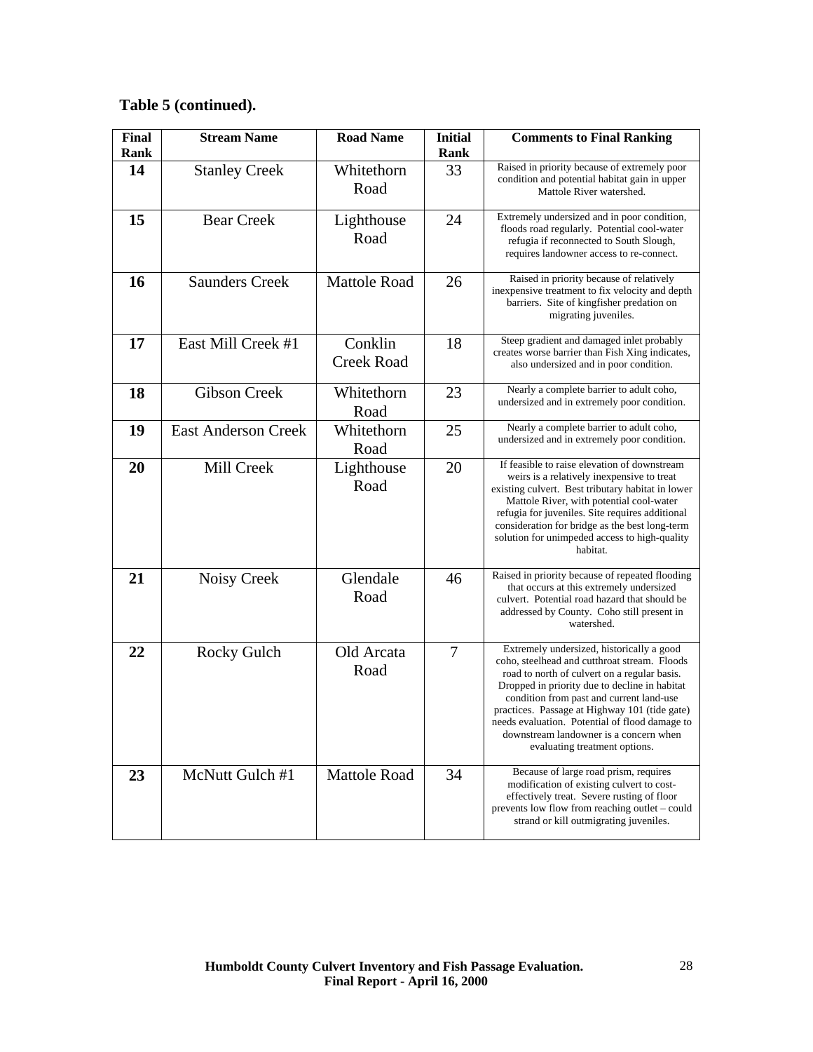**Table 5 (continued).**

| Final Rank | Stream Name | Road Name | Initial Rank | Comments to Final Ranking |
|---|---|---|---|---|
| 14 | Stanley Creek | Whitethorn Road | 33 | Raised in priority because of extremely poor condition and potential habitat gain in upper Mattole River watershed. |
| 15 | Bear Creek | Lighthouse Road | 24 | Extremely undersized and in poor condition, floods road regularly. Potential cool-water refugia if reconnected to South Slough, requires landowner access to re-connect. |
| 16 | Saunders Creek | Mattole Road | 26 | Raised in priority because of relatively inexpensive treatment to fix velocity and depth barriers. Site of kingfisher predation on migrating juveniles. |
| 17 | East Mill Creek #1 | Conklin Creek Road | 18 | Steep gradient and damaged inlet probably creates worse barrier than Fish Xing indicates, also undersized and in poor condition. |
| 18 | Gibson Creek | Whitethorn Road | 23 | Nearly a complete barrier to adult coho, undersized and in extremely poor condition. |
| 19 | East Anderson Creek | Whitethorn Road | 25 | Nearly a complete barrier to adult coho, undersized and in extremely poor condition. |
| 20 | Mill Creek | Lighthouse Road | 20 | If feasible to raise elevation of downstream weirs is a relatively inexpensive to treat existing culvert. Best tributary habitat in lower Mattole River, with potential cool-water refugia for juveniles. Site requires additional consideration for bridge as the best long-term solution for unimpeded access to high-quality habitat. |
| 21 | Noisy Creek | Glendale Road | 46 | Raised in priority because of repeated flooding that occurs at this extremely undersized culvert. Potential road hazard that should be addressed by County. Coho still present in watershed. |
| 22 | Rocky Gulch | Old Arcata Road | 7 | Extremely undersized, historically a good coho, steelhead and cutthroat stream. Floods road to north of culvert on a regular basis. Dropped in priority due to decline in habitat condition from past and current land-use practices. Passage at Highway 101 (tide gate) needs evaluation. Potential of flood damage to downstream landowner is a concern when evaluating treatment options. |
| 23 | McNutt Gulch #1 | Mattole Road | 34 | Because of large road prism, requires modification of existing culvert to cost-effectively treat. Severe rusting of floor prevents low flow from reaching outlet – could strand or kill outmigrating juveniles. |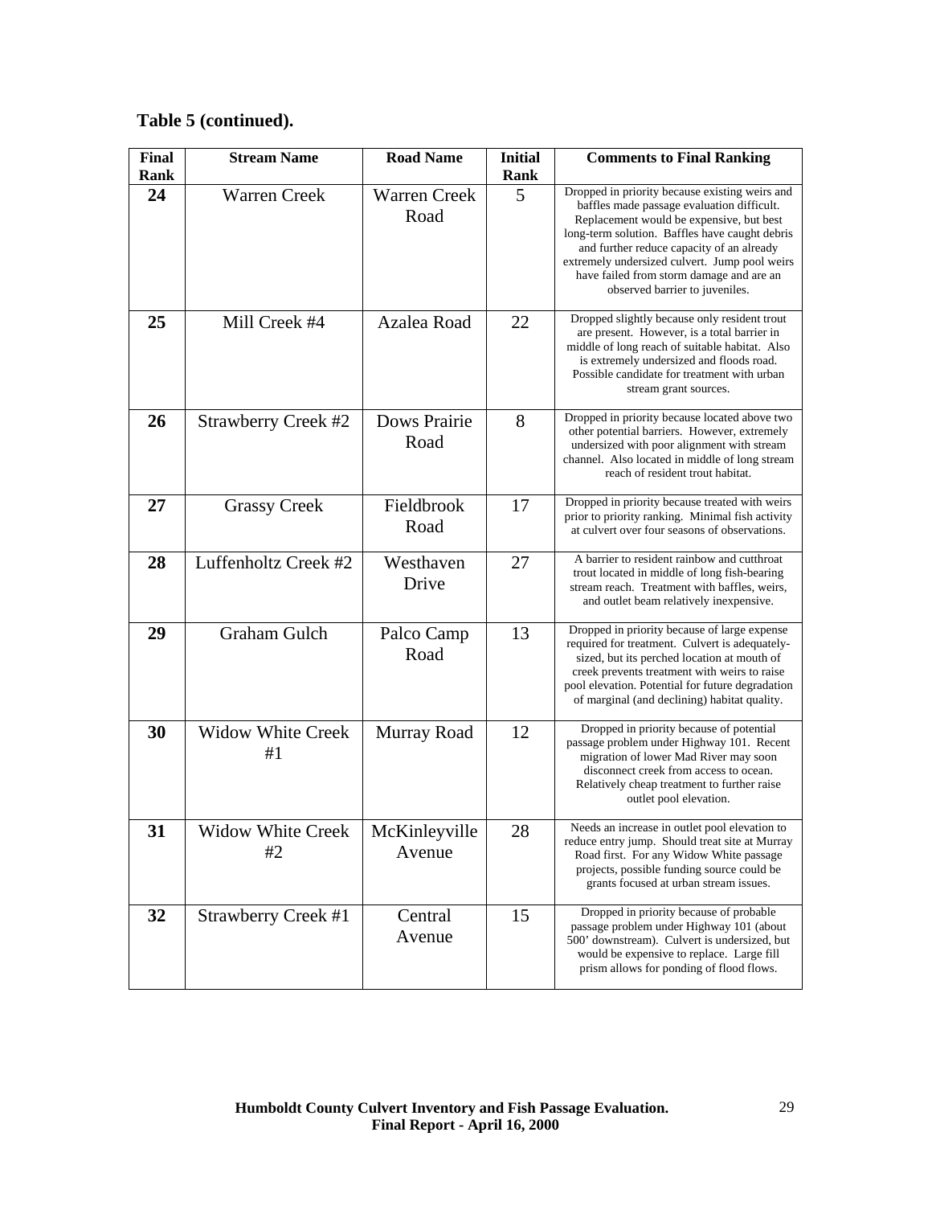**Table 5 (continued).**

| Final Rank | Stream Name | Road Name | Initial Rank | Comments to Final Ranking |
|---|---|---|---|---|
| **24** | Warren Creek | Warren Creek Road | 5 | Dropped in priority because existing weirs and baffles made passage evaluation difficult. Replacement would be expensive, but best long-term solution. Baffles have caught debris and further reduce capacity of an already extremely undersized culvert. Jump pool weirs have failed from storm damage and are an observed barrier to juveniles. |
| **25** | Mill Creek #4 | Azalea Road | 22 | Dropped slightly because only resident trout are present. However, is a total barrier in middle of long reach of suitable habitat. Also is extremely undersized and floods road. Possible candidate for treatment with urban stream grant sources. |
| **26** | Strawberry Creek #2 | Dows Prairie Road | 8 | Dropped in priority because located above two other potential barriers. However, extremely undersized with poor alignment with stream channel. Also located in middle of long stream reach of resident trout habitat. |
| **27** | Grassy Creek | Fieldbrook Road | 17 | Dropped in priority because treated with weirs prior to priority ranking. Minimal fish activity at culvert over four seasons of observations. |
| **28** | Luffenholtz Creek #2 | Westhaven Drive | 27 | A barrier to resident rainbow and cutthroat trout located in middle of long fish-bearing stream reach. Treatment with baffles, weirs, and outlet beam relatively inexpensive. |
| **29** | Graham Gulch | Palco Camp Road | 13 | Dropped in priority because of large expense required for treatment. Culvert is adequately-sized, but its perched location at mouth of creek prevents treatment with weirs to raise pool elevation. Potential for future degradation of marginal (and declining) habitat quality. |
| **30** | Widow White Creek #1 | Murray Road | 12 | Dropped in priority because of potential passage problem under Highway 101. Recent migration of lower Mad River may soon disconnect creek from access to ocean. Relatively cheap treatment to further raise outlet pool elevation. |
| **31** | Widow White Creek #2 | McKinleyville Avenue | 28 | Needs an increase in outlet pool elevation to reduce entry jump. Should treat site at Murray Road first. For any Widow White passage projects, possible funding source could be grants focused at urban stream issues. |
| **32** | Strawberry Creek #1 | Central Avenue | 15 | Dropped in priority because of probable passage problem under Highway 101 (about 500' downstream). Culvert is undersized, but would be expensive to replace. Large fill prism allows for ponding of flood flows. |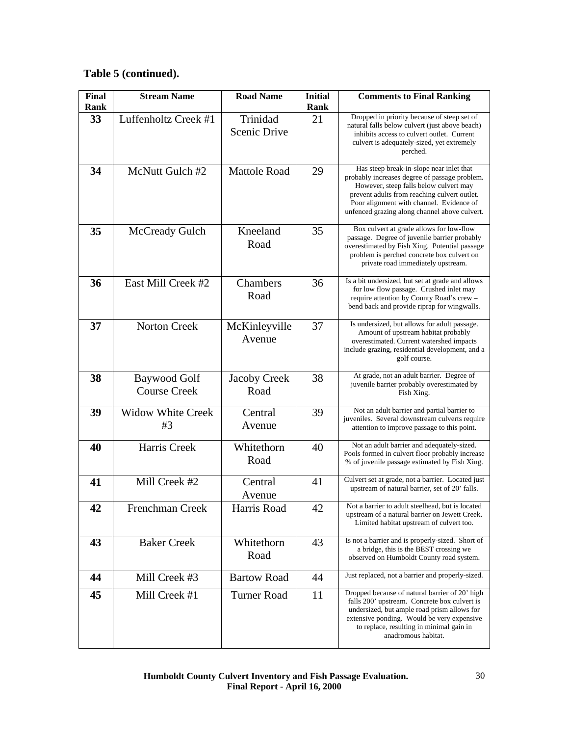**Table 5 (continued).**

| Final Rank | Stream Name | Road Name | Initial Rank | Comments to Final Ranking |
|---|---|---|---|---|
| **33** | Luffenholtz Creek #1 | Trinidad Scenic Drive | 21 | Dropped in priority because of steep set of natural falls below culvert (just above beach) inhibits access to culvert outlet. Current culvert is adequately-sized, yet extremely perched. |
| **34** | McNutt Gulch #2 | Mattole Road | 29 | Has steep break-in-slope near inlet that probably increases degree of passage problem. However, steep falls below culvert may prevent adults from reaching culvert outlet. Poor alignment with channel. Evidence of unfenced grazing along channel above culvert. |
| **35** | McCready Gulch | Kneeland Road | 35 | Box culvert at grade allows for low-flow passage. Degree of juvenile barrier probably overestimated by Fish Xing. Potential passage problem is perched concrete box culvert on private road immediately upstream. |
| **36** | East Mill Creek #2 | Chambers Road | 36 | Is a bit undersized, but set at grade and allows for low flow passage. Crushed inlet may require attention by County Road's crew – bend back and provide riprap for wingwalls. |
| **37** | Norton Creek | McKinleyville Avenue | 37 | Is undersized, but allows for adult passage. Amount of upstream habitat probably overestimated. Current watershed impacts include grazing, residential development, and a golf course. |
| **38** | Baywood Golf Course Creek | Jacoby Creek Road | 38 | At grade, not an adult barrier. Degree of juvenile barrier probably overestimated by Fish Xing. |
| **39** | Widow White Creek #3 | Central Avenue | 39 | Not an adult barrier and partial barrier to juveniles. Several downstream culverts require attention to improve passage to this point. |
| **40** | Harris Creek | Whitethorn Road | 40 | Not an adult barrier and adequately-sized. Pools formed in culvert floor probably increase % of juvenile passage estimated by Fish Xing. |
| **41** | Mill Creek #2 | Central Avenue | 41 | Culvert set at grade, not a barrier. Located just upstream of natural barrier, set of 20' falls. |
| **42** | Frenchman Creek | Harris Road | 42 | Not a barrier to adult steelhead, but is located upstream of a natural barrier on Jewett Creek. Limited habitat upstream of culvert too. |
| **43** | Baker Creek | Whitethorn Road | 43 | Is not a barrier and is properly-sized. Short of a bridge, this is the BEST crossing we observed on Humboldt County road system. |
| **44** | Mill Creek #3 | Bartow Road | 44 | Just replaced, not a barrier and properly-sized. |
| **45** | Mill Creek #1 | Turner Road | 11 | Dropped because of natural barrier of 20' high falls 200' upstream. Concrete box culvert is undersized, but ample road prism allows for extensive ponding. Would be very expensive to replace, resulting in minimal gain in anadromous habitat. |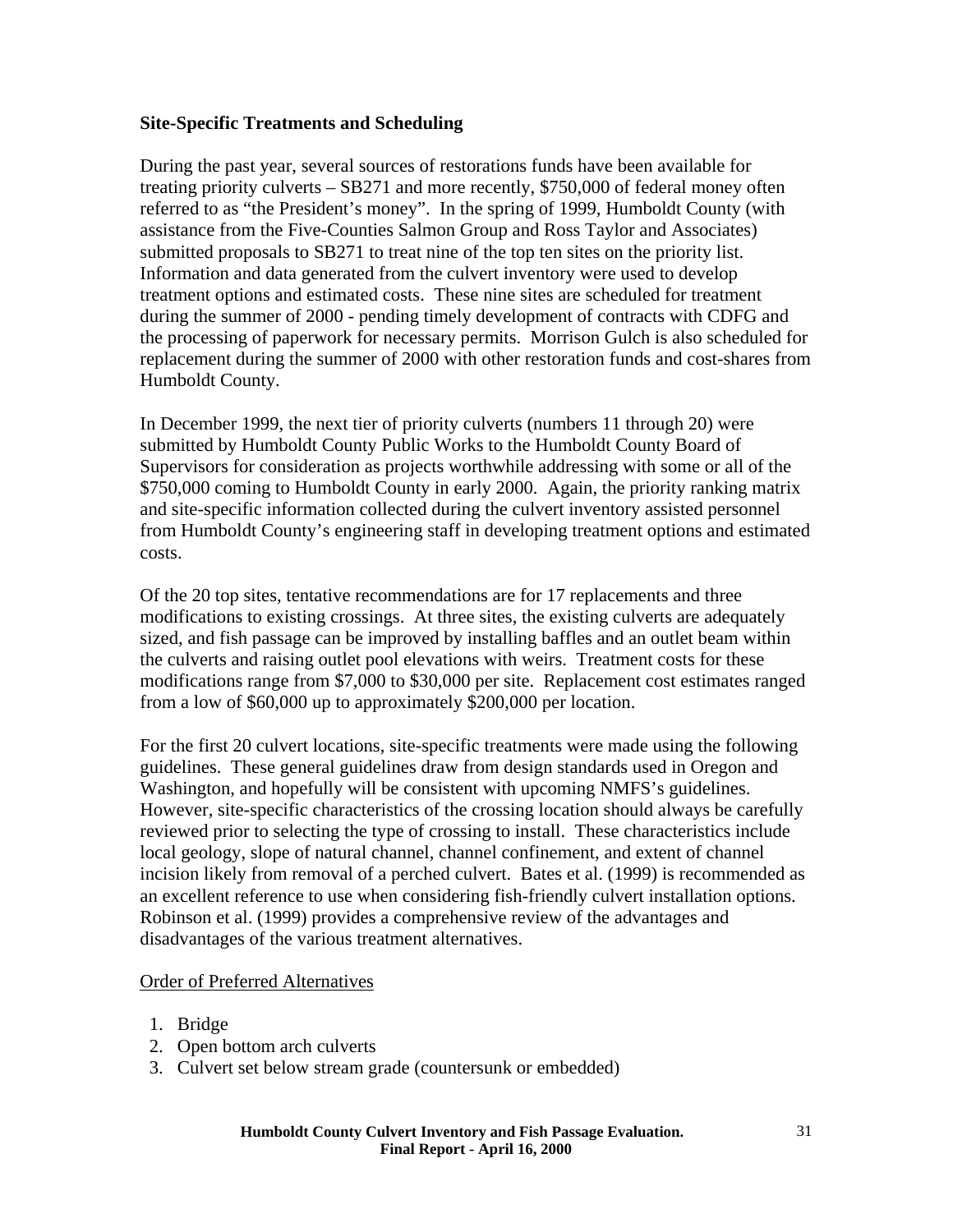**Site-Specific Treatments and Scheduling**

During the past year, several sources of restorations funds have been available for treating priority culverts – SB271 and more recently, $750,000 of federal money often referred to as "the President's money". In the spring of 1999, Humboldt County (with assistance from the Five-Counties Salmon Group and Ross Taylor and Associates) submitted proposals to SB271 to treat nine of the top ten sites on the priority list. Information and data generated from the culvert inventory were used to develop treatment options and estimated costs. These nine sites are scheduled for treatment during the summer of 2000 - pending timely development of contracts with CDFG and the processing of paperwork for necessary permits. Morrison Gulch is also scheduled for replacement during the summer of 2000 with other restoration funds and cost-shares from Humboldt County.

In December 1999, the next tier of priority culverts (numbers 11 through 20) were submitted by Humboldt County Public Works to the Humboldt County Board of Supervisors for consideration as projects worthwhile addressing with some or all of the $750,000 coming to Humboldt County in early 2000. Again, the priority ranking matrix and site-specific information collected during the culvert inventory assisted personnel from Humboldt County's engineering staff in developing treatment options and estimated costs.

Of the 20 top sites, tentative recommendations are for 17 replacements and three modifications to existing crossings. At three sites, the existing culverts are adequately sized, and fish passage can be improved by installing baffles and an outlet beam within the culverts and raising outlet pool elevations with weirs. Treatment costs for these modifications range from $7,000 to $30,000 per site. Replacement cost estimates ranged from a low of $60,000 up to approximately $200,000 per location.

For the first 20 culvert locations, site-specific treatments were made using the following guidelines. These general guidelines draw from design standards used in Oregon and Washington, and hopefully will be consistent with upcoming NMFS's guidelines. However, site-specific characteristics of the crossing location should always be carefully reviewed prior to selecting the type of crossing to install. These characteristics include local geology, slope of natural channel, channel confinement, and extent of channel incision likely from removal of a perched culvert. Bates et al. (1999) is recommended as an excellent reference to use when considering fish-friendly culvert installation options. Robinson et al. (1999) provides a comprehensive review of the advantages and disadvantages of the various treatment alternatives.

<u>Order of Preferred Alternatives</u>

1. Bridge
2. Open bottom arch culverts
3. Culvert set below stream grade (countersunk or embedded)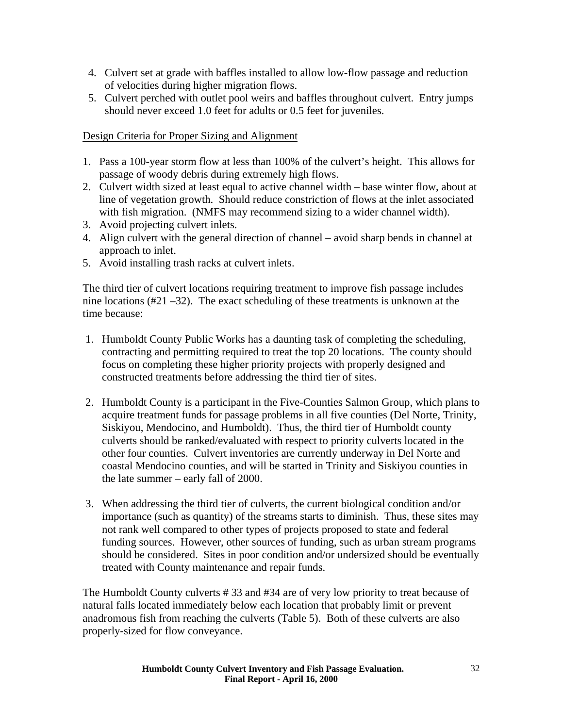4. Culvert set at grade with baffles installed to allow low-flow passage and reduction of velocities during higher migration flows.
5. Culvert perched with outlet pool weirs and baffles throughout culvert. Entry jumps should never exceed 1.0 feet for adults or 0.5 feet for juveniles.

<u>Design Criteria for Proper Sizing and Alignment</u>

1. Pass a 100-year storm flow at less than 100% of the culvert's height. This allows for passage of woody debris during extremely high flows.
2. Culvert width sized at least equal to active channel width – base winter flow, about at line of vegetation growth. Should reduce constriction of flows at the inlet associated with fish migration. (NMFS may recommend sizing to a wider channel width).
3. Avoid projecting culvert inlets.
4. Align culvert with the general direction of channel – avoid sharp bends in channel at approach to inlet.
5. Avoid installing trash racks at culvert inlets.

The third tier of culvert locations requiring treatment to improve fish passage includes nine locations (#21 –32). The exact scheduling of these treatments is unknown at the time because:

1. Humboldt County Public Works has a daunting task of completing the scheduling, contracting and permitting required to treat the top 20 locations. The county should focus on completing these higher priority projects with properly designed and constructed treatments before addressing the third tier of sites.

2. Humboldt County is a participant in the Five-Counties Salmon Group, which plans to acquire treatment funds for passage problems in all five counties (Del Norte, Trinity, Siskiyou, Mendocino, and Humboldt). Thus, the third tier of Humboldt county culverts should be ranked/evaluated with respect to priority culverts located in the other four counties. Culvert inventories are currently underway in Del Norte and coastal Mendocino counties, and will be started in Trinity and Siskiyou counties in the late summer – early fall of 2000.

3. When addressing the third tier of culverts, the current biological condition and/or importance (such as quantity) of the streams starts to diminish. Thus, these sites may not rank well compared to other types of projects proposed to state and federal funding sources. However, other sources of funding, such as urban stream programs should be considered. Sites in poor condition and/or undersized should be eventually treated with County maintenance and repair funds.

The Humboldt County culverts # 33 and #34 are of very low priority to treat because of natural falls located immediately below each location that probably limit or prevent anadromous fish from reaching the culverts (Table 5). Both of these culverts are also properly-sized for flow conveyance.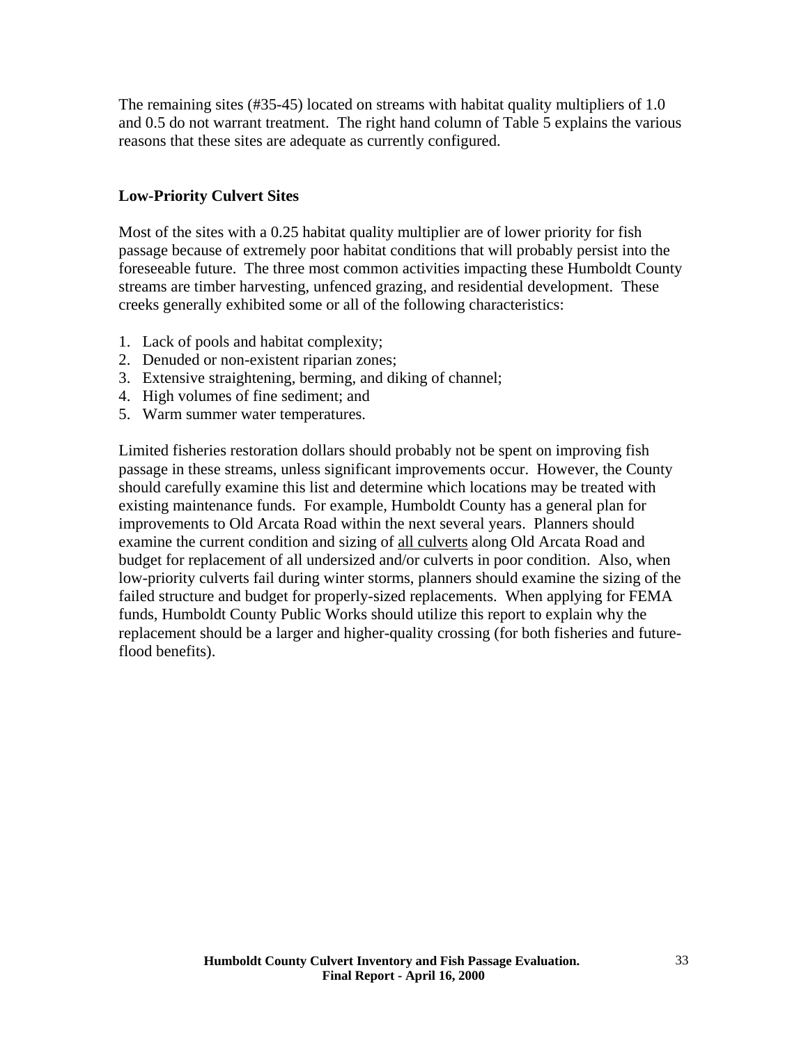The remaining sites (#35-45) located on streams with habitat quality multipliers of 1.0 and 0.5 do not warrant treatment. The right hand column of Table 5 explains the various reasons that these sites are adequate as currently configured.

### Low-Priority Culvert Sites

Most of the sites with a 0.25 habitat quality multiplier are of lower priority for fish passage because of extremely poor habitat conditions that will probably persist into the foreseeable future. The three most common activities impacting these Humboldt County streams are timber harvesting, unfenced grazing, and residential development. These creeks generally exhibited some or all of the following characteristics:

1. Lack of pools and habitat complexity;
2. Denuded or non-existent riparian zones;
3. Extensive straightening, berming, and diking of channel;
4. High volumes of fine sediment; and
5. Warm summer water temperatures.

Limited fisheries restoration dollars should probably not be spent on improving fish passage in these streams, unless significant improvements occur. However, the County should carefully examine this list and determine which locations may be treated with existing maintenance funds. For example, Humboldt County has a general plan for improvements to Old Arcata Road within the next several years. Planners should examine the current condition and sizing of <u>all culverts</u> along Old Arcata Road and budget for replacement of all undersized and/or culverts in poor condition. Also, when low-priority culverts fail during winter storms, planners should examine the sizing of the failed structure and budget for properly-sized replacements. When applying for FEMA funds, Humboldt County Public Works should utilize this report to explain why the replacement should be a larger and higher-quality crossing (for both fisheries and future-flood benefits).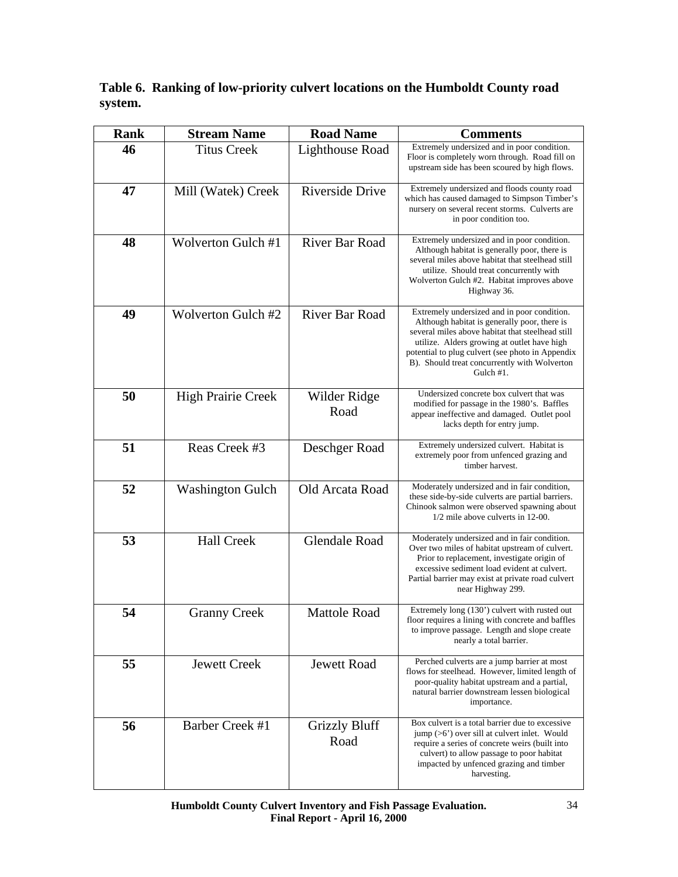**Table 6. Ranking of low-priority culvert locations on the Humboldt County road system.**

| Rank | Stream Name | Road Name | Comments |
|---|---|---|---|
| 46 | Titus Creek | Lighthouse Road | Extremely undersized and in poor condition. Floor is completely worn through. Road fill on upstream side has been scoured by high flows. |
| 47 | Mill (Watek) Creek | Riverside Drive | Extremely undersized and floods county road which has caused damaged to Simpson Timber's nursery on several recent storms. Culverts are in poor condition too. |
| 48 | Wolverton Gulch #1 | River Bar Road | Extremely undersized and in poor condition. Although habitat is generally poor, there is several miles above habitat that steelhead still utilize. Should treat concurrently with Wolverton Gulch #2. Habitat improves above Highway 36. |
| 49 | Wolverton Gulch #2 | River Bar Road | Extremely undersized and in poor condition. Although habitat is generally poor, there is several miles above habitat that steelhead still utilize. Alders growing at outlet have high potential to plug culvert (see photo in Appendix B). Should treat concurrently with Wolverton Gulch #1. |
| 50 | High Prairie Creek | Wilder Ridge Road | Undersized concrete box culvert that was modified for passage in the 1980's. Baffles appear ineffective and damaged. Outlet pool lacks depth for entry jump. |
| 51 | Reas Creek #3 | Deschger Road | Extremely undersized culvert. Habitat is extremely poor from unfenced grazing and timber harvest. |
| 52 | Washington Gulch | Old Arcata Road | Moderately undersized and in fair condition, these side-by-side culverts are partial barriers. Chinook salmon were observed spawning about 1/2 mile above culverts in 12-00. |
| 53 | Hall Creek | Glendale Road | Moderately undersized and in fair condition. Over two miles of habitat upstream of culvert. Prior to replacement, investigate origin of excessive sediment load evident at culvert. Partial barrier may exist at private road culvert near Highway 299. |
| 54 | Granny Creek | Mattole Road | Extremely long (130') culvert with rusted out floor requires a lining with concrete and baffles to improve passage. Length and slope create nearly a total barrier. |
| 55 | Jewett Creek | Jewett Road | Perched culverts are a jump barrier at most flows for steelhead. However, limited length of poor-quality habitat upstream and a partial, natural barrier downstream lessen biological importance. |
| 56 | Barber Creek #1 | Grizzly Bluff Road | Box culvert is a total barrier due to excessive jump (>6') over sill at culvert inlet. Would require a series of concrete weirs (built into culvert) to allow passage to poor habitat impacted by unfenced grazing and timber harvesting. |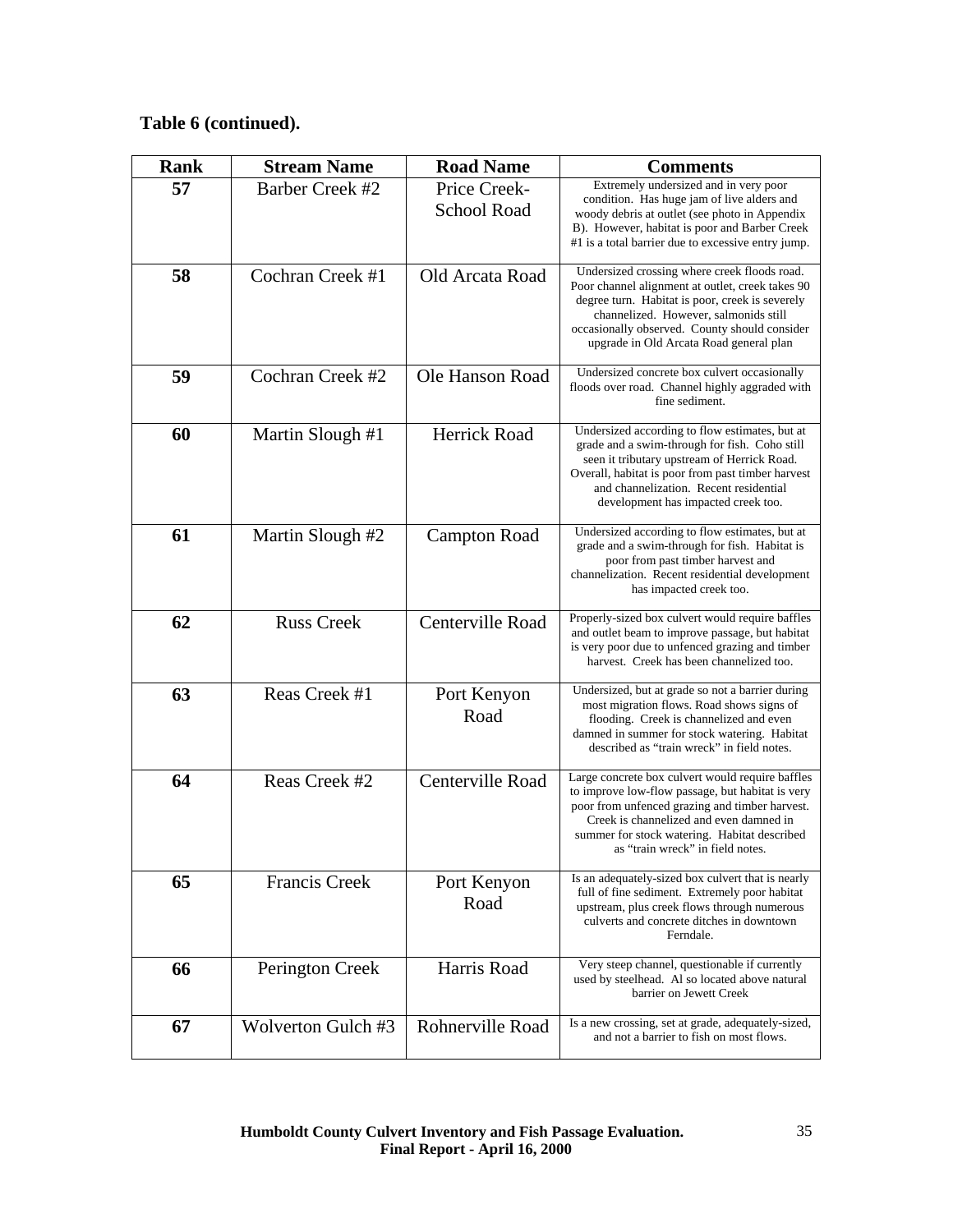**Table 6 (continued).**

| Rank | Stream Name | Road Name | Comments |
|---|---|---|---|
| 57 | Barber Creek #2 | Price Creek-School Road | Extremely undersized and in very poor condition. Has huge jam of live alders and woody debris at outlet (see photo in Appendix B). However, habitat is poor and Barber Creek #1 is a total barrier due to excessive entry jump. |
| 58 | Cochran Creek #1 | Old Arcata Road | Undersized crossing where creek floods road. Poor channel alignment at outlet, creek takes 90 degree turn. Habitat is poor, creek is severely channelized. However, salmonids still occasionally observed. County should consider upgrade in Old Arcata Road general plan |
| 59 | Cochran Creek #2 | Ole Hanson Road | Undersized concrete box culvert occasionally floods over road. Channel highly aggraded with fine sediment. |
| 60 | Martin Slough #1 | Herrick Road | Undersized according to flow estimates, but at grade and a swim-through for fish. Coho still seen it tributary upstream of Herrick Road. Overall, habitat is poor from past timber harvest and channelization. Recent residential development has impacted creek too. |
| 61 | Martin Slough #2 | Campton Road | Undersized according to flow estimates, but at grade and a swim-through for fish. Habitat is poor from past timber harvest and channelization. Recent residential development has impacted creek too. |
| 62 | Russ Creek | Centerville Road | Properly-sized box culvert would require baffles and outlet beam to improve passage, but habitat is very poor due to unfenced grazing and timber harvest. Creek has been channelized too. |
| 63 | Reas Creek #1 | Port Kenyon Road | Undersized, but at grade so not a barrier during most migration flows. Road shows signs of flooding. Creek is channelized and even damned in summer for stock watering. Habitat described as “train wreck” in field notes. |
| 64 | Reas Creek #2 | Centerville Road | Large concrete box culvert would require baffles to improve low-flow passage, but habitat is very poor from unfenced grazing and timber harvest. Creek is channelized and even damned in summer for stock watering. Habitat described as “train wreck” in field notes. |
| 65 | Francis Creek | Port Kenyon Road | Is an adequately-sized box culvert that is nearly full of fine sediment. Extremely poor habitat upstream, plus creek flows through numerous culverts and concrete ditches in downtown Ferndale. |
| 66 | Perington Creek | Harris Road | Very steep channel, questionable if currently used by steelhead. Al so located above natural barrier on Jewett Creek |
| 67 | Wolverton Gulch #3 | Rohnerville Road | Is a new crossing, set at grade, adequately-sized, and not a barrier to fish on most flows. |

**Humboldt County Culvert Inventory and Fish Passage Evaluation.**
**Final Report - April 16, 2000**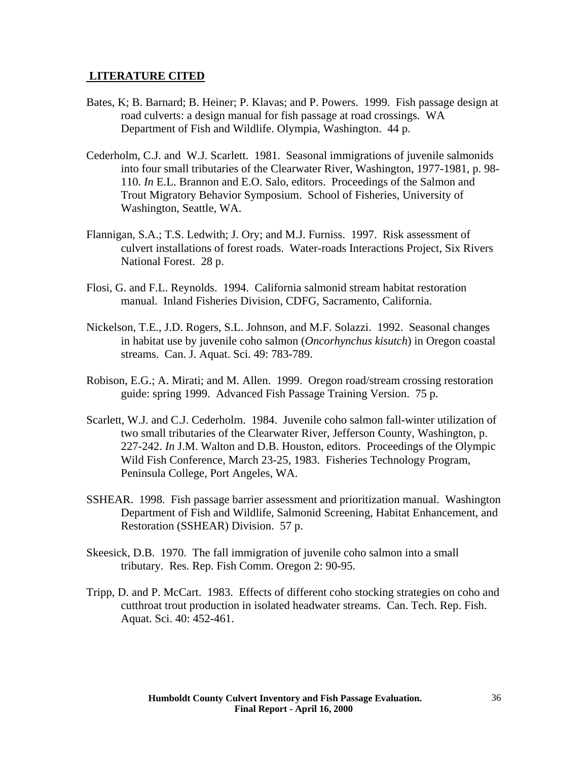## LITERATURE CITED

Bates, K; B. Barnard; B. Heiner; P. Klavas; and P. Powers. 1999. Fish passage design at road culverts: a design manual for fish passage at road crossings. WA Department of Fish and Wildlife. Olympia, Washington. 44 p.

Cederholm, C.J. and W.J. Scarlett. 1981. Seasonal immigrations of juvenile salmonids into four small tributaries of the Clearwater River, Washington, 1977-1981, p. 98-110. *In* E.L. Brannon and E.O. Salo, editors. Proceedings of the Salmon and Trout Migratory Behavior Symposium. School of Fisheries, University of Washington, Seattle, WA.

Flannigan, S.A.; T.S. Ledwith; J. Ory; and M.J. Furniss. 1997. Risk assessment of culvert installations of forest roads. Water-roads Interactions Project, Six Rivers National Forest. 28 p.

Flosi, G. and F.L. Reynolds. 1994. California salmonid stream habitat restoration manual. Inland Fisheries Division, CDFG, Sacramento, California.

Nickelson, T.E., J.D. Rogers, S.L. Johnson, and M.F. Solazzi. 1992. Seasonal changes in habitat use by juvenile coho salmon (*Oncorhynchus kisutch*) in Oregon coastal streams. Can. J. Aquat. Sci. 49: 783-789.

Robison, E.G.; A. Mirati; and M. Allen. 1999. Oregon road/stream crossing restoration guide: spring 1999. Advanced Fish Passage Training Version. 75 p.

Scarlett, W.J. and C.J. Cederholm. 1984. Juvenile coho salmon fall-winter utilization of two small tributaries of the Clearwater River, Jefferson County, Washington, p. 227-242. *In* J.M. Walton and D.B. Houston, editors. Proceedings of the Olympic Wild Fish Conference, March 23-25, 1983. Fisheries Technology Program, Peninsula College, Port Angeles, WA.

SSHEAR. 1998. Fish passage barrier assessment and prioritization manual. Washington Department of Fish and Wildlife, Salmonid Screening, Habitat Enhancement, and Restoration (SSHEAR) Division. 57 p.

Skeesick, D.B. 1970. The fall immigration of juvenile coho salmon into a small tributary. Res. Rep. Fish Comm. Oregon 2: 90-95.

Tripp, D. and P. McCart. 1983. Effects of different coho stocking strategies on coho and cutthroat trout production in isolated headwater streams. Can. Tech. Rep. Fish. Aquat. Sci. 40: 452-461.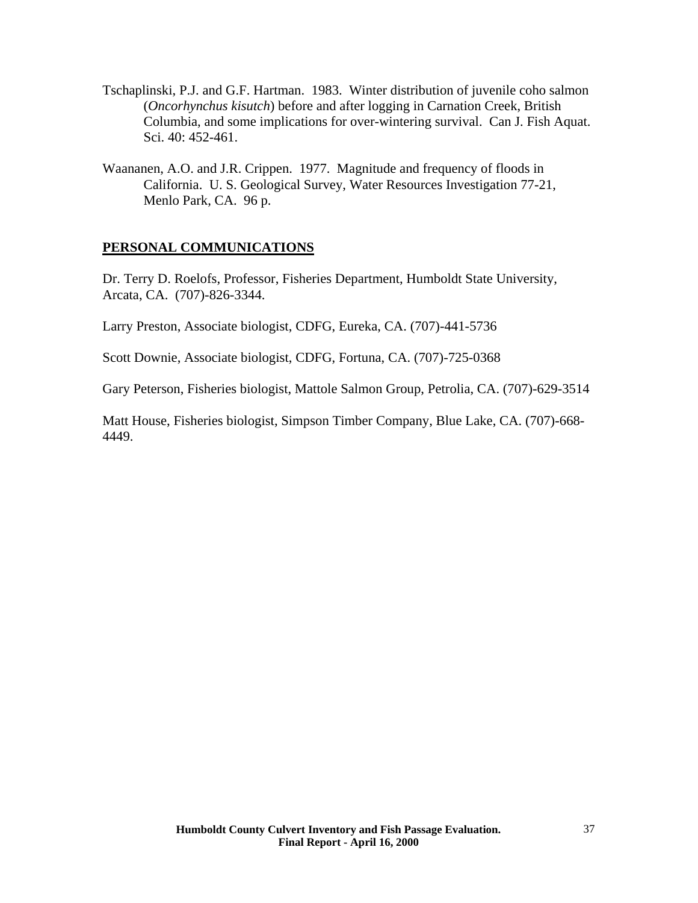Tschaplinski, P.J. and G.F. Hartman. 1983. Winter distribution of juvenile coho salmon (*Oncorhynchus kisutch*) before and after logging in Carnation Creek, British Columbia, and some implications for over-wintering survival. Can J. Fish Aquat. Sci. 40: 452-461.

Waananen, A.O. and J.R. Crippen. 1977. Magnitude and frequency of floods in California. U. S. Geological Survey, Water Resources Investigation 77-21, Menlo Park, CA. 96 p.

## PERSONAL COMMUNICATIONS

Dr. Terry D. Roelofs, Professor, Fisheries Department, Humboldt State University, Arcata, CA. (707)-826-3344.

Larry Preston, Associate biologist, CDFG, Eureka, CA. (707)-441-5736

Scott Downie, Associate biologist, CDFG, Fortuna, CA. (707)-725-0368

Gary Peterson, Fisheries biologist, Mattole Salmon Group, Petrolia, CA. (707)-629-3514

Matt House, Fisheries biologist, Simpson Timber Company, Blue Lake, CA. (707)-668-4449.